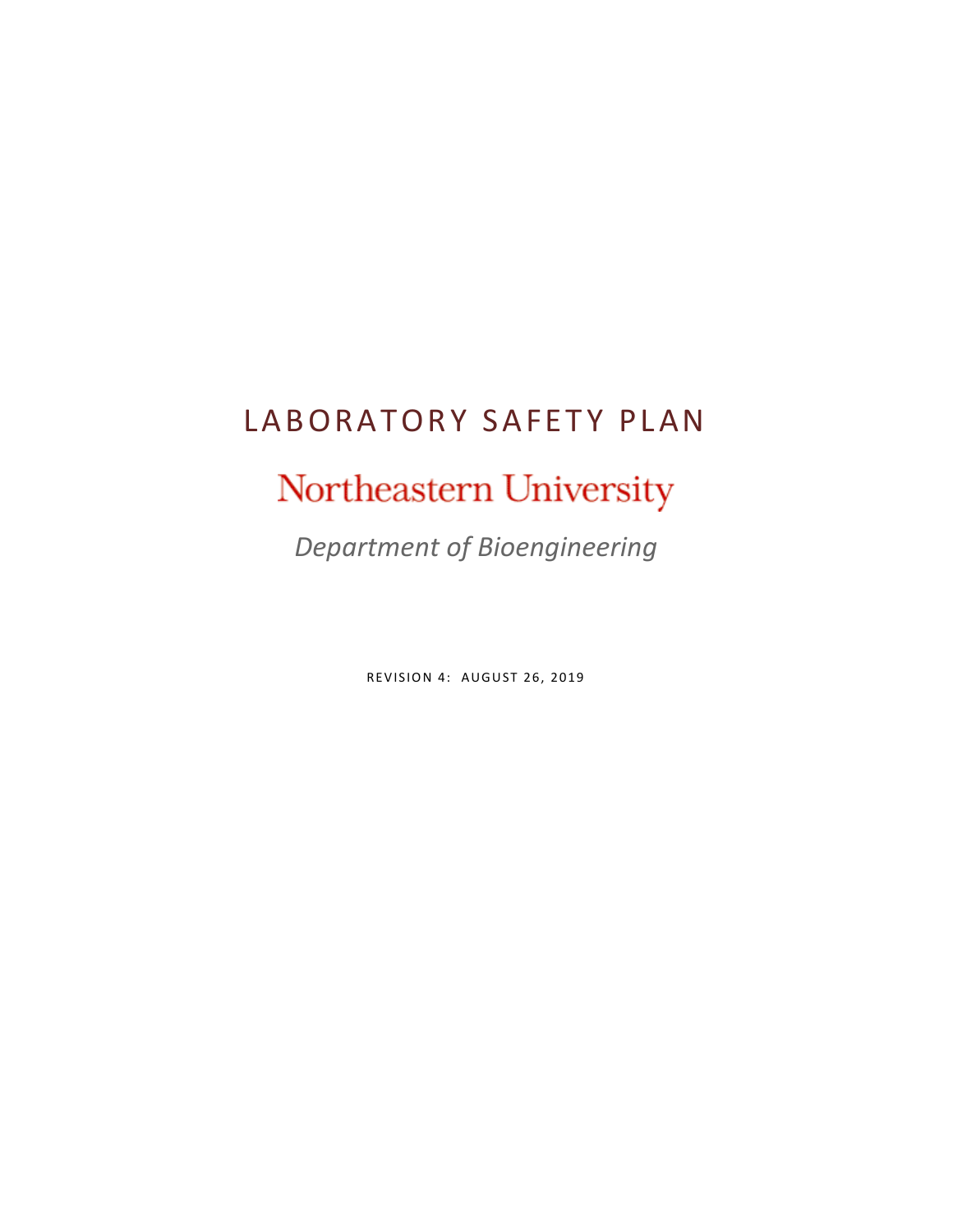# LABORATORY SAFETY PLAN

## Northeastern University

*Department of Bioengineering*

REVISION 4: AUGUST 26, 2019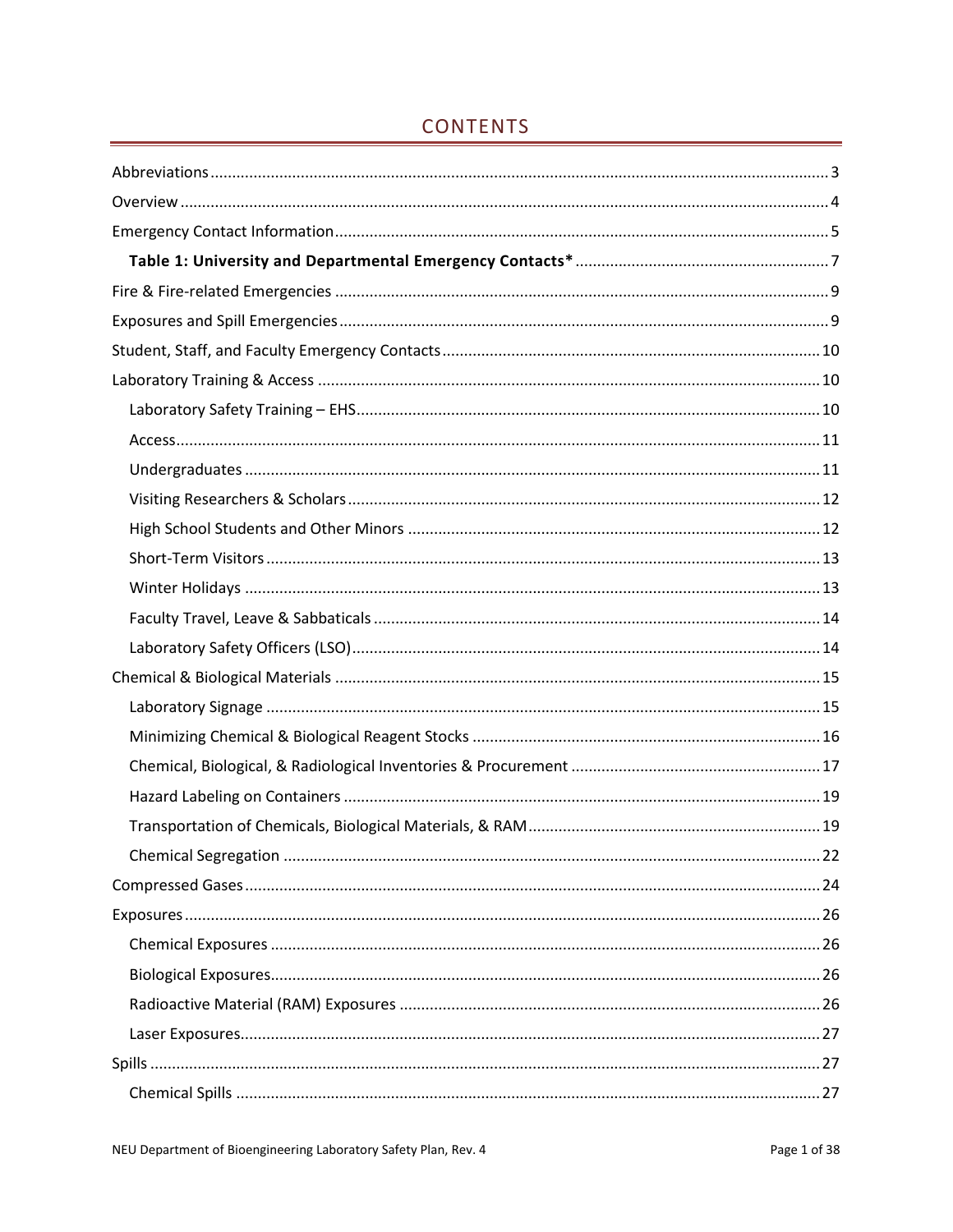# CONTENTS

Abbreviations.......................................................................................................................3

Overview...............................................................................................................................4

Emergency Contact Information...........................................................................................5

**Table 1: University and Departmental Emergency Contacts***..........................................7

Fire & Fire-related Emergencies...........................................................................................9

Exposures and Spill Emergencies.........................................................................................9

Student, Staff, and Faculty Emergency Contacts..................................................................10

Laboratory Training & Access..............................................................................................10

- Laboratory Safety Training – EHS.................................................................................10
- Access...........................................................................................................................11
- Undergraduates............................................................................................................11
- Visiting Researchers & Scholars...................................................................................12
- High School Students and Other Minors......................................................................12
- Short-Term Visitors.......................................................................................................13
- Winter Holidays............................................................................................................13
- Faculty Travel, Leave & Sabbaticals.............................................................................14
- Laboratory Safety Officers (LSO)..................................................................................14

Chemical & Biological Materials..........................................................................................15

- Laboratory Signage.......................................................................................................15
- Minimizing Chemical & Biological Reagent Stocks......................................................16
- Chemical, Biological, & Radiological Inventories & Procurement...............................17
- Hazard Labeling on Containers....................................................................................19
- Transportation of Chemicals, Biological Materials, & RAM.........................................19
- Chemical Segregation...................................................................................................22

Compressed Gases..............................................................................................................24

Exposures............................................................................................................................26

- Chemical Exposures......................................................................................................26
- Biological Exposures.....................................................................................................26
- Radioactive Material (RAM) Exposures........................................................................26
- Laser Exposures............................................................................................................27

Spills....................................................................................................................................27

- Chemical Spills..............................................................................................................27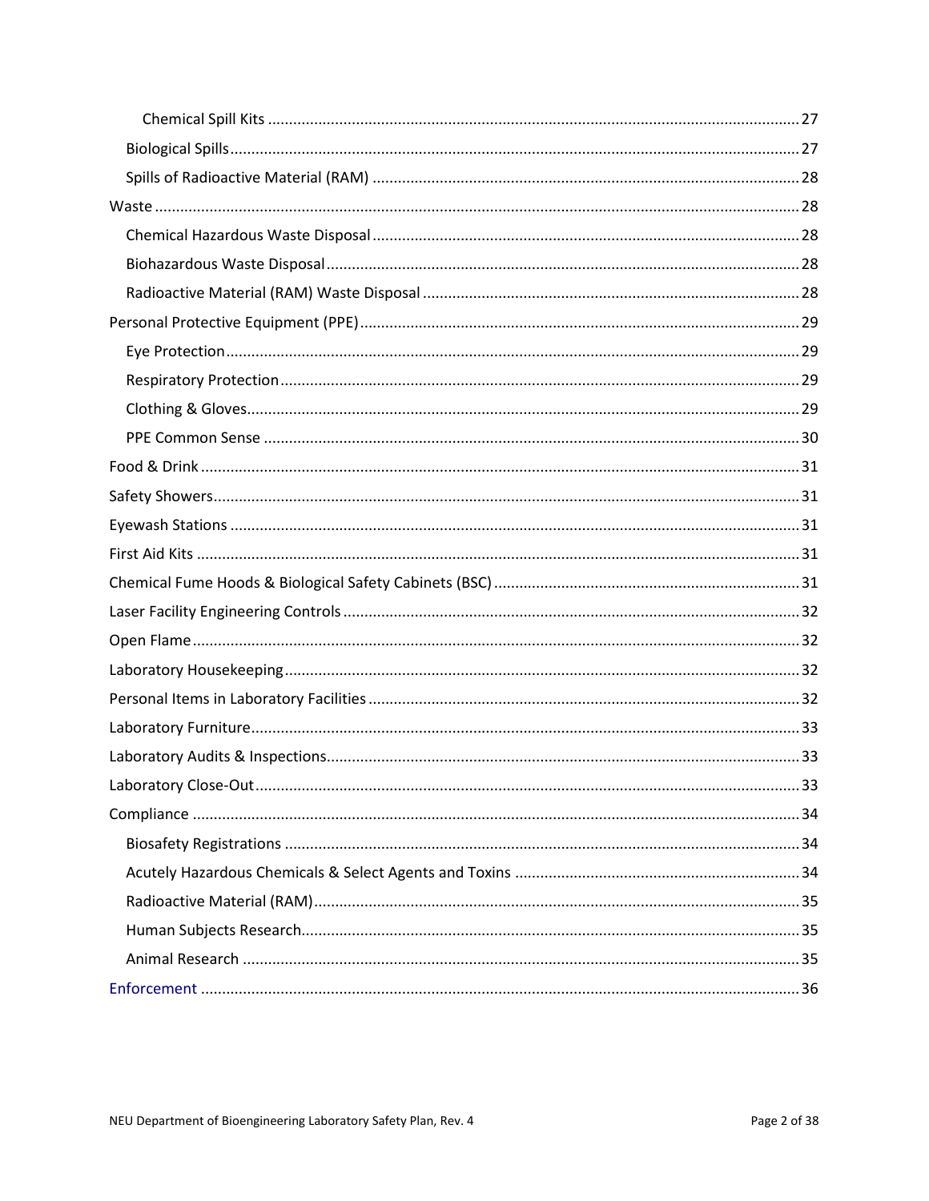Chemical Spill Kits ... 27

Biological Spills ... 27

Spills of Radioactive Material (RAM) ... 28

Waste ... 28

Chemical Hazardous Waste Disposal ... 28

Biohazardous Waste Disposal ... 28

Radioactive Material (RAM) Waste Disposal ... 28

Personal Protective Equipment (PPE) ... 29

Eye Protection ... 29

Respiratory Protection ... 29

Clothing & Gloves ... 29

PPE Common Sense ... 30

Food & Drink ... 31

Safety Showers ... 31

Eyewash Stations ... 31

First Aid Kits ... 31

Chemical Fume Hoods & Biological Safety Cabinets (BSC) ... 31

Laser Facility Engineering Controls ... 32

Open Flame ... 32

Laboratory Housekeeping ... 32

Personal Items in Laboratory Facilities ... 32

Laboratory Furniture ... 33

Laboratory Audits & Inspections ... 33

Laboratory Close-Out ... 33

Compliance ... 34

Biosafety Registrations ... 34

Acutely Hazardous Chemicals & Select Agents and Toxins ... 34

Radioactive Material (RAM) ... 35

Human Subjects Research ... 35

Animal Research ... 35

Enforcement ... 36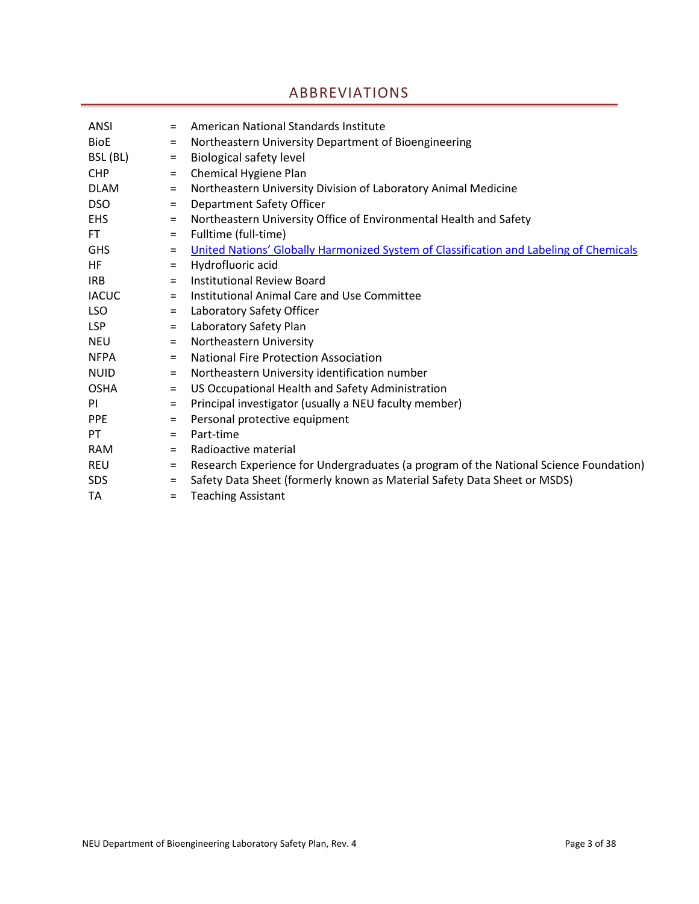## ABBREVIATIONS

| | | |
|---|---|---|
| ANSI | = | American National Standards Institute |
| BioE | = | Northeastern University Department of Bioengineering |
| BSL (BL) | = | Biological safety level |
| CHP | = | Chemical Hygiene Plan |
| DLAM | = | Northeastern University Division of Laboratory Animal Medicine |
| DSO | = | Department Safety Officer |
| EHS | = | Northeastern University Office of Environmental Health and Safety |
| FT | = | Fulltime (full-time) |
| GHS | = | United Nations' Globally Harmonized System of Classification and Labeling of Chemicals |
| HF | = | Hydrofluoric acid |
| IRB | = | Institutional Review Board |
| IACUC | = | Institutional Animal Care and Use Committee |
| LSO | = | Laboratory Safety Officer |
| LSP | = | Laboratory Safety Plan |
| NEU | = | Northeastern University |
| NFPA | = | National Fire Protection Association |
| NUID | = | Northeastern University identification number |
| OSHA | = | US Occupational Health and Safety Administration |
| PI | = | Principal investigator (usually a NEU faculty member) |
| PPE | = | Personal protective equipment |
| PT | = | Part-time |
| RAM | = | Radioactive material |
| REU | = | Research Experience for Undergraduates (a program of the National Science Foundation) |
| SDS | = | Safety Data Sheet (formerly known as Material Safety Data Sheet or MSDS) |
| TA | = | Teaching Assistant |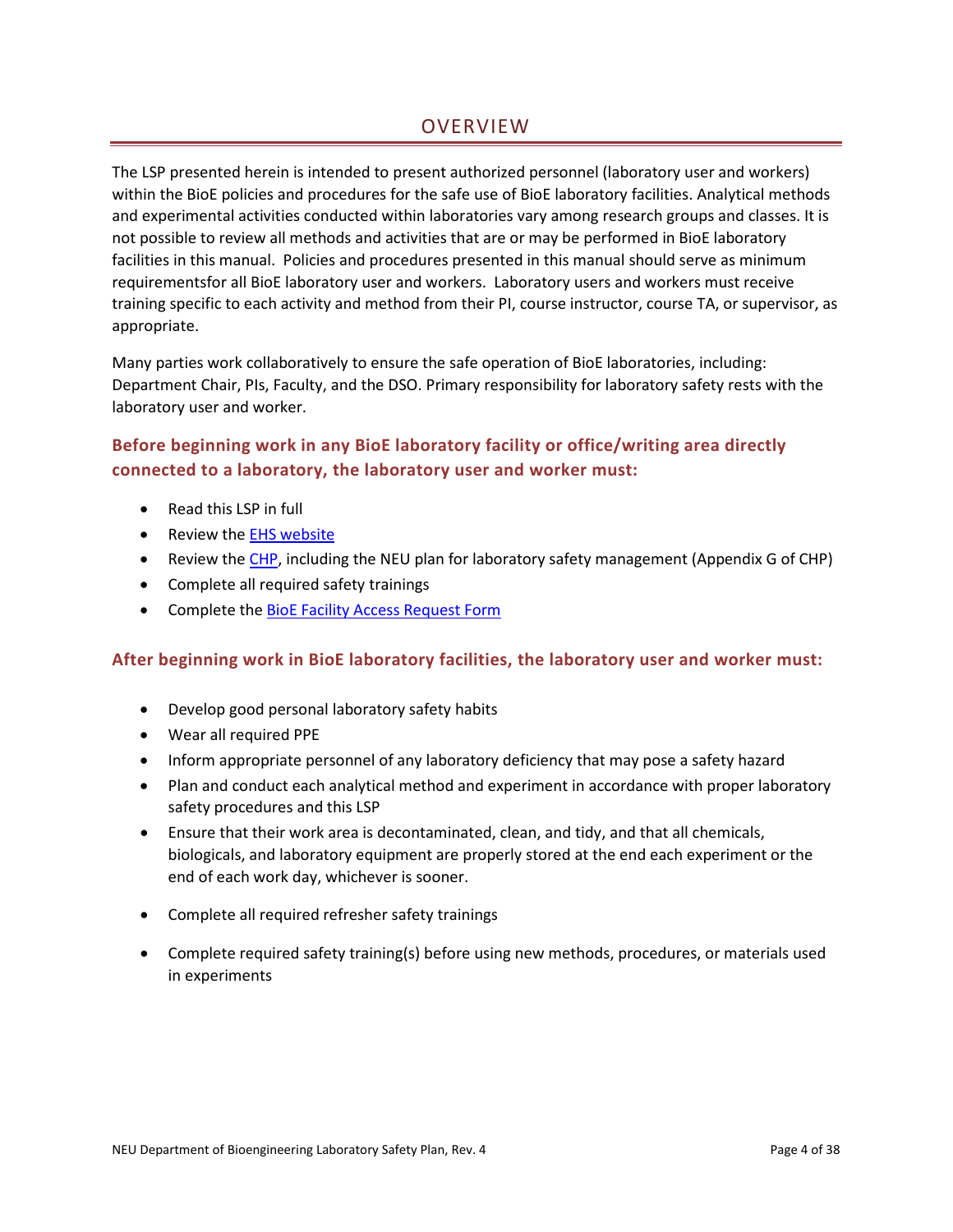# OVERVIEW

The LSP presented herein is intended to present authorized personnel (laboratory user and workers) within the BioE policies and procedures for the safe use of BioE laboratory facilities. Analytical methods and experimental activities conducted within laboratories vary among research groups and classes. It is not possible to review all methods and activities that are or may be performed in BioE laboratory facilities in this manual. Policies and procedures presented in this manual should serve as minimum requirementsfor all BioE laboratory user and workers. Laboratory users and workers must receive training specific to each activity and method from their PI, course instructor, course TA, or supervisor, as appropriate.

Many parties work collaboratively to ensure the safe operation of BioE laboratories, including: Department Chair, PIs, Faculty, and the DSO. Primary responsibility for laboratory safety rests with the laboratory user and worker.

### Before beginning work in any BioE laboratory facility or office/writing area directly connected to a laboratory, the laboratory user and worker must:

- Read this LSP in full
- Review the EHS website
- Review the CHP, including the NEU plan for laboratory safety management (Appendix G of CHP)
- Complete all required safety trainings
- Complete the BioE Facility Access Request Form

### After beginning work in BioE laboratory facilities, the laboratory user and worker must:

- Develop good personal laboratory safety habits
- Wear all required PPE
- Inform appropriate personnel of any laboratory deficiency that may pose a safety hazard
- Plan and conduct each analytical method and experiment in accordance with proper laboratory safety procedures and this LSP
- Ensure that their work area is decontaminated, clean, and tidy, and that all chemicals, biologicals, and laboratory equipment are properly stored at the end each experiment or the end of each work day, whichever is sooner.
- Complete all required refresher safety trainings
- Complete required safety training(s) before using new methods, procedures, or materials used in experiments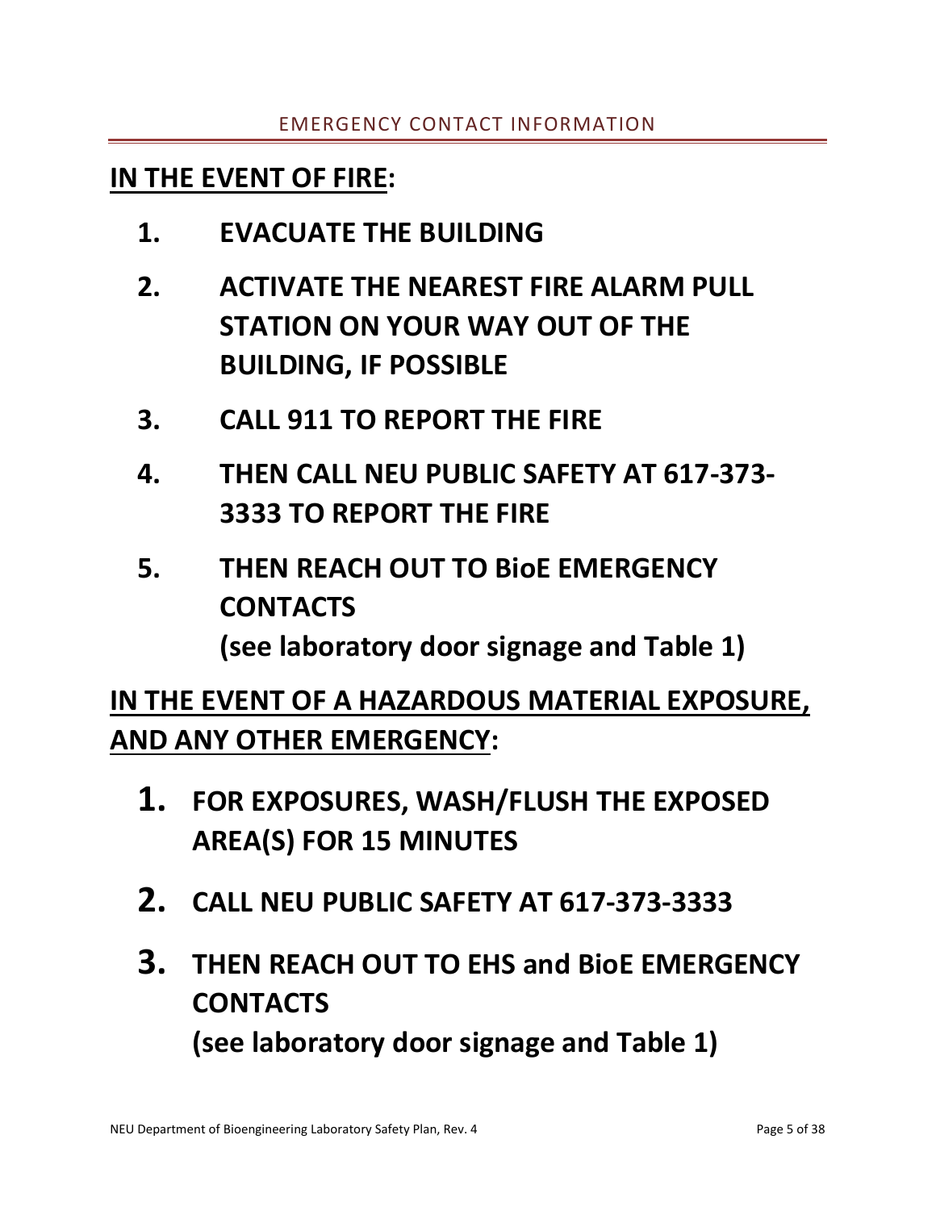# EMERGENCY CONTACT INFORMATION

## IN THE EVENT OF FIRE:

1. **EVACUATE THE BUILDING**
2. **ACTIVATE THE NEAREST FIRE ALARM PULL STATION ON YOUR WAY OUT OF THE BUILDING, IF POSSIBLE**
3. **CALL 911 TO REPORT THE FIRE**
4. **THEN CALL NEU PUBLIC SAFETY AT 617-373-3333 TO REPORT THE FIRE**
5. **THEN REACH OUT TO BioE EMERGENCY CONTACTS**
   **(see laboratory door signage and Table 1)**

## IN THE EVENT OF A HAZARDOUS MATERIAL EXPOSURE, AND ANY OTHER EMERGENCY:

1. **FOR EXPOSURES, WASH/FLUSH THE EXPOSED AREA(S) FOR 15 MINUTES**
2. **CALL NEU PUBLIC SAFETY AT 617-373-3333**
3. **THEN REACH OUT TO EHS and BioE EMERGENCY CONTACTS**
   **(see laboratory door signage and Table 1)**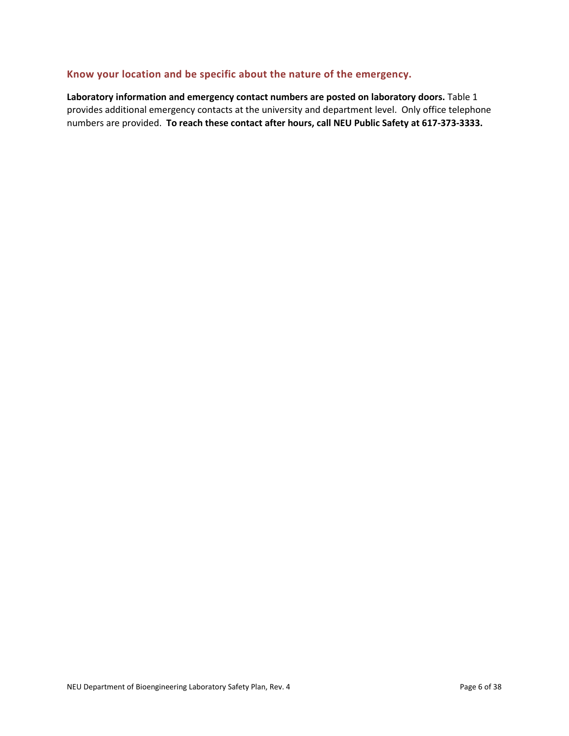### Know your location and be specific about the nature of the emergency.

**Laboratory information and emergency contact numbers are posted on laboratory doors.** Table 1 provides additional emergency contacts at the university and department level. Only office telephone numbers are provided. **To reach these contact after hours, call NEU Public Safety at 617-373-3333.**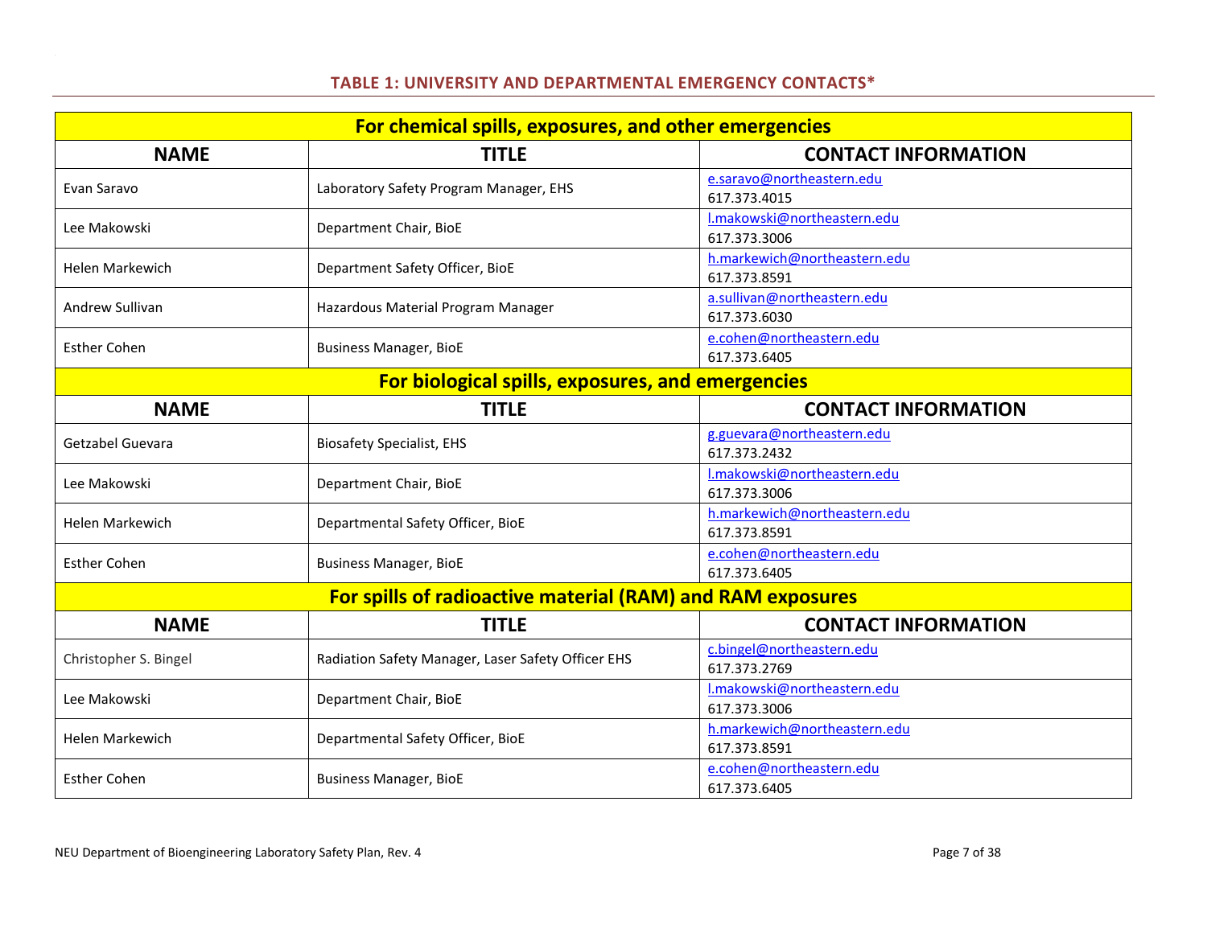## TABLE 1: UNIVERSITY AND DEPARTMENTAL EMERGENCY CONTACTS*

| For chemical spills, exposures, and other emergencies | | |
|---|---|---|
| **NAME** | **TITLE** | **CONTACT INFORMATION** |
| Evan Saravo | Laboratory Safety Program Manager, EHS | e.saravo@northeastern.edu 617.373.4015 |
| Lee Makowski | Department Chair, BioE | l.makowski@northeastern.edu 617.373.3006 |
| Helen Markewich | Department Safety Officer, BioE | h.markewich@northeastern.edu 617.373.8591 |
| Andrew Sullivan | Hazardous Material Program Manager | a.sullivan@northeastern.edu 617.373.6030 |
| Esther Cohen | Business Manager, BioE | e.cohen@northeastern.edu 617.373.6405 |
| **For biological spills, exposures, and emergencies** | | |
| **NAME** | **TITLE** | **CONTACT INFORMATION** |
| Getzabel Guevara | Biosafety Specialist, EHS | g.guevara@northeastern.edu 617.373.2432 |
| Lee Makowski | Department Chair, BioE | l.makowski@northeastern.edu 617.373.3006 |
| Helen Markewich | Departmental Safety Officer, BioE | h.markewich@northeastern.edu 617.373.8591 |
| Esther Cohen | Business Manager, BioE | e.cohen@northeastern.edu 617.373.6405 |
| **For spills of radioactive material (RAM) and RAM exposures** | | |
| **NAME** | **TITLE** | **CONTACT INFORMATION** |
| Christopher S. Bingel | Radiation Safety Manager, Laser Safety Officer EHS | c.bingel@northeastern.edu 617.373.2769 |
| Lee Makowski | Department Chair, BioE | l.makowski@northeastern.edu 617.373.3006 |
| Helen Markewich | Departmental Safety Officer, BioE | h.markewich@northeastern.edu 617.373.8591 |
| Esther Cohen | Business Manager, BioE | e.cohen@northeastern.edu 617.373.6405 |

NEU Department of Bioengineering Laboratory Safety Plan, Rev. 4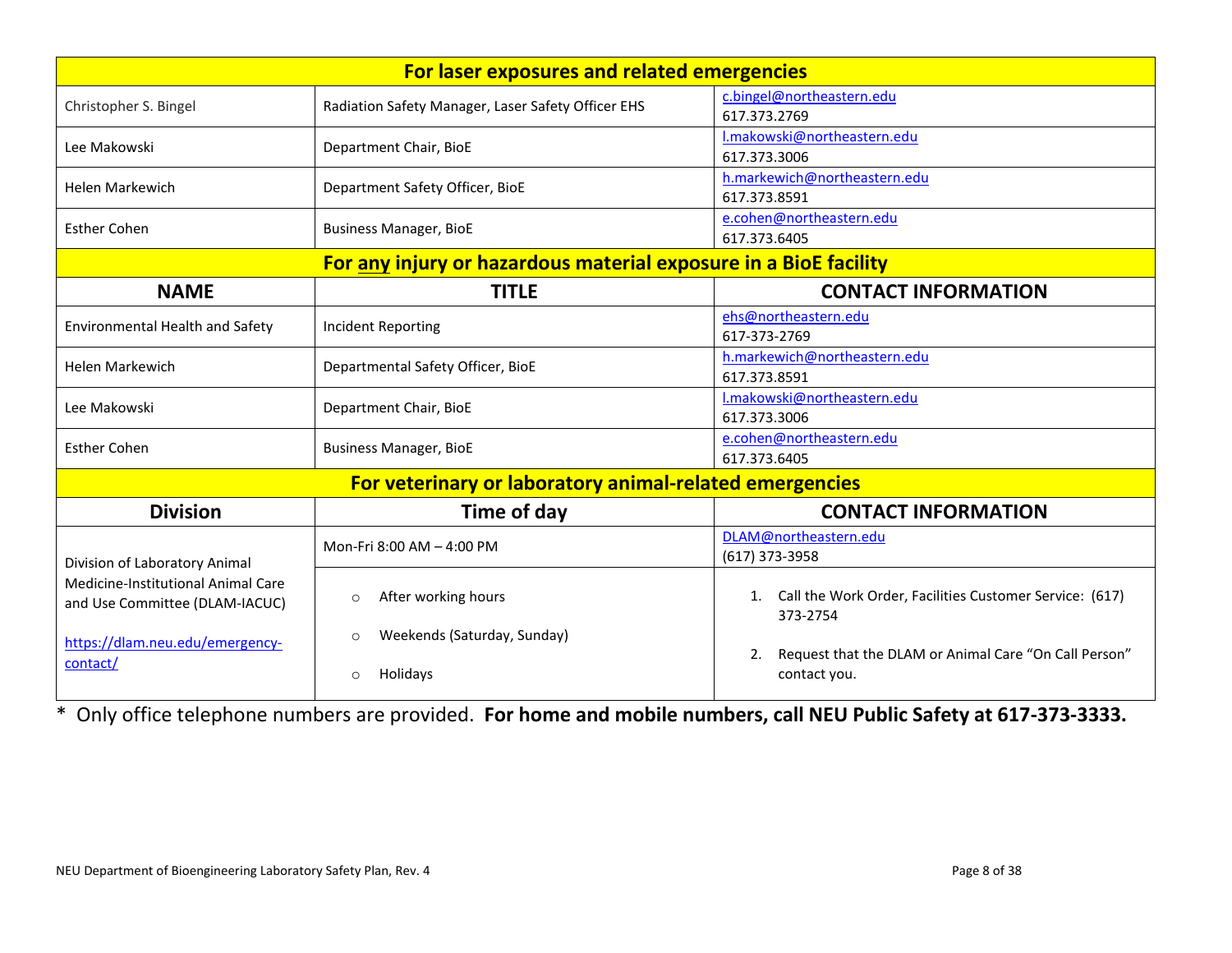| For laser exposures and related emergencies | | |
|---|---|---|
| Christopher S. Bingel | Radiation Safety Manager, Laser Safety Officer EHS | c.bingel@northeastern.edu<br>617.373.2769 |
| Lee Makowski | Department Chair, BioE | l.makowski@northeastern.edu<br>617.373.3006 |
| Helen Markewich | Department Safety Officer, BioE | h.markewich@northeastern.edu<br>617.373.8591 |
| Esther Cohen | Business Manager, BioE | e.cohen@northeastern.edu<br>617.373.6405 |

| For any injury or hazardous material exposure in a BioE facility | | |
|---|---|---|
| **NAME** | **TITLE** | **CONTACT INFORMATION** |
| Environmental Health and Safety | Incident Reporting | ehs@northeastern.edu<br>617-373-2769 |
| Helen Markewich | Departmental Safety Officer, BioE | h.markewich@northeastern.edu<br>617.373.8591 |
| Lee Makowski | Department Chair, BioE | l.makowski@northeastern.edu<br>617.373.3006 |
| Esther Cohen | Business Manager, BioE | e.cohen@northeastern.edu<br>617.373.6405 |

| For veterinary or laboratory animal-related emergencies | | |
|---|---|---|
| **Division** | **Time of day** | **CONTACT INFORMATION** |
| Division of Laboratory Animal Medicine-Institutional Animal Care and Use Committee (DLAM-IACUC)<br><br>https://dlam.neu.edu/emergency-contact/ | Mon-Fri 8:00 AM – 4:00 PM | DLAM@northeastern.edu<br>(617) 373-3958 |
| | ○ After working hours<br>○ Weekends (Saturday, Sunday)<br>○ Holidays | 1. Call the Work Order, Facilities Customer Service: (617) 373-2754<br>2. Request that the DLAM or Animal Care "On Call Person" contact you. |

\* Only office telephone numbers are provided. **For home and mobile numbers, call NEU Public Safety at 617-373-3333.**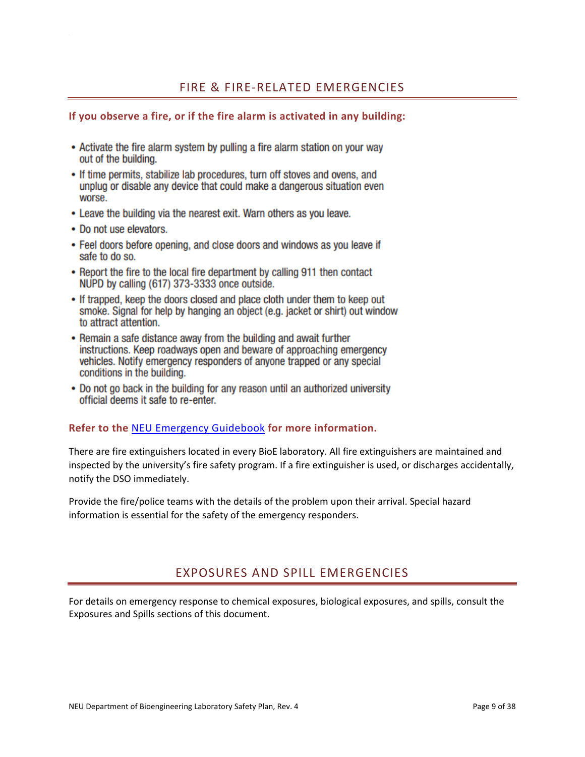## FIRE & FIRE-RELATED EMERGENCIES

**If you observe a fire, or if the fire alarm is activated in any building:**

- Activate the fire alarm system by pulling a fire alarm station on your way out of the building.
- If time permits, stabilize lab procedures, turn off stoves and ovens, and unplug or disable any device that could make a dangerous situation even worse.
- Leave the building via the nearest exit. Warn others as you leave.
- Do not use elevators.
- Feel doors before opening, and close doors and windows as you leave if safe to do so.
- Report the fire to the local fire department by calling 911 then contact NUPD by calling (617) 373-3333 once outside.
- If trapped, keep the doors closed and place cloth under them to keep out smoke. Signal for help by hanging an object (e.g. jacket or shirt) out window to attract attention.
- Remain a safe distance away from the building and await further instructions. Keep roadways open and beware of approaching emergency vehicles. Notify emergency responders of anyone trapped or any special conditions in the building.
- Do not go back in the building for any reason until an authorized university official deems it safe to re-enter.

**Refer to the NEU Emergency Guidebook for more information.**

There are fire extinguishers located in every BioE laboratory. All fire extinguishers are maintained and inspected by the university's fire safety program. If a fire extinguisher is used, or discharges accidentally, notify the DSO immediately.

Provide the fire/police teams with the details of the problem upon their arrival. Special hazard information is essential for the safety of the emergency responders.

## EXPOSURES AND SPILL EMERGENCIES

For details on emergency response to chemical exposures, biological exposures, and spills, consult the Exposures and Spills sections of this document.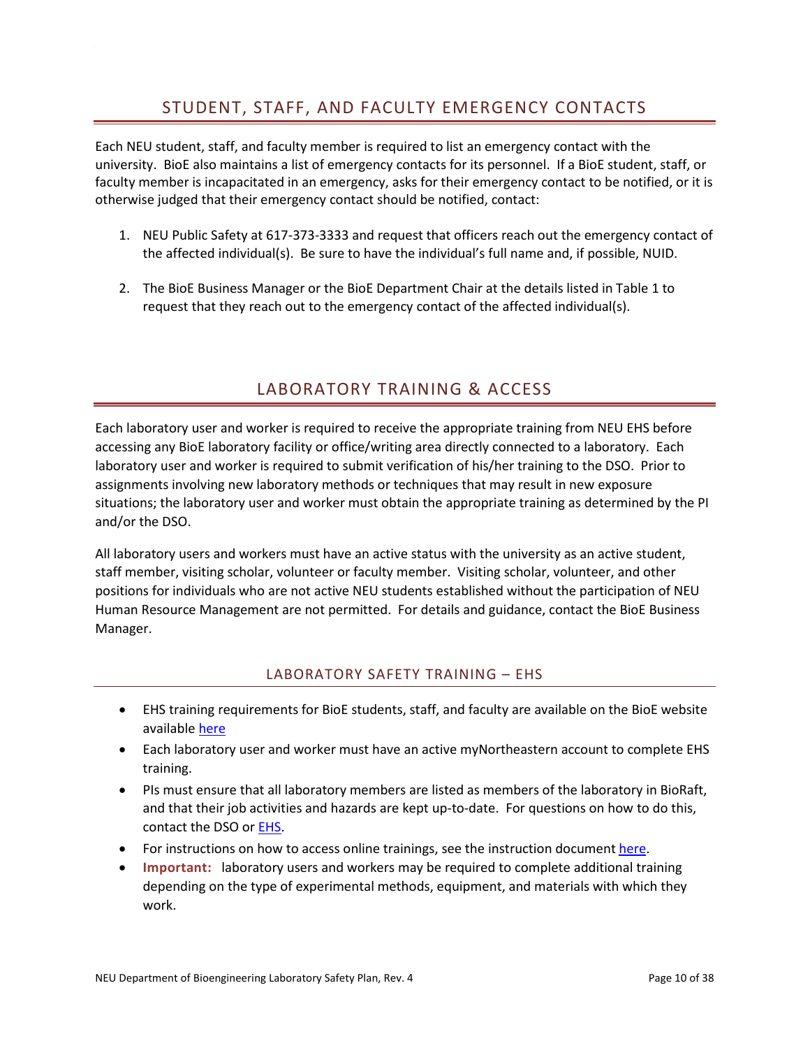## STUDENT, STAFF, AND FACULTY EMERGENCY CONTACTS

Each NEU student, staff, and faculty member is required to list an emergency contact with the university. BioE also maintains a list of emergency contacts for its personnel. If a BioE student, staff, or faculty member is incapacitated in an emergency, asks for their emergency contact to be notified, or it is otherwise judged that their emergency contact should be notified, contact:

1. NEU Public Safety at 617-373-3333 and request that officers reach out the emergency contact of the affected individual(s). Be sure to have the individual's full name and, if possible, NUID.

2. The BioE Business Manager or the BioE Department Chair at the details listed in Table 1 to request that they reach out to the emergency contact of the affected individual(s).

## LABORATORY TRAINING & ACCESS

Each laboratory user and worker is required to receive the appropriate training from NEU EHS before accessing any BioE laboratory facility or office/writing area directly connected to a laboratory. Each laboratory user and worker is required to submit verification of his/her training to the DSO. Prior to assignments involving new laboratory methods or techniques that may result in new exposure situations; the laboratory user and worker must obtain the appropriate training as determined by the PI and/or the DSO.

All laboratory users and workers must have an active status with the university as an active student, staff member, visiting scholar, volunteer or faculty member. Visiting scholar, volunteer, and other positions for individuals who are not active NEU students established without the participation of NEU Human Resource Management are not permitted. For details and guidance, contact the BioE Business Manager.

### LABORATORY SAFETY TRAINING – EHS

- EHS training requirements for BioE students, staff, and faculty are available on the BioE website available here
- Each laboratory user and worker must have an active myNortheastern account to complete EHS training.
- PIs must ensure that all laboratory members are listed as members of the laboratory in BioRaft, and that their job activities and hazards are kept up-to-date. For questions on how to do this, contact the DSO or EHS.
- For instructions on how to access online trainings, see the instruction document here.
- **Important:** laboratory users and workers may be required to complete additional training depending on the type of experimental methods, equipment, and materials with which they work.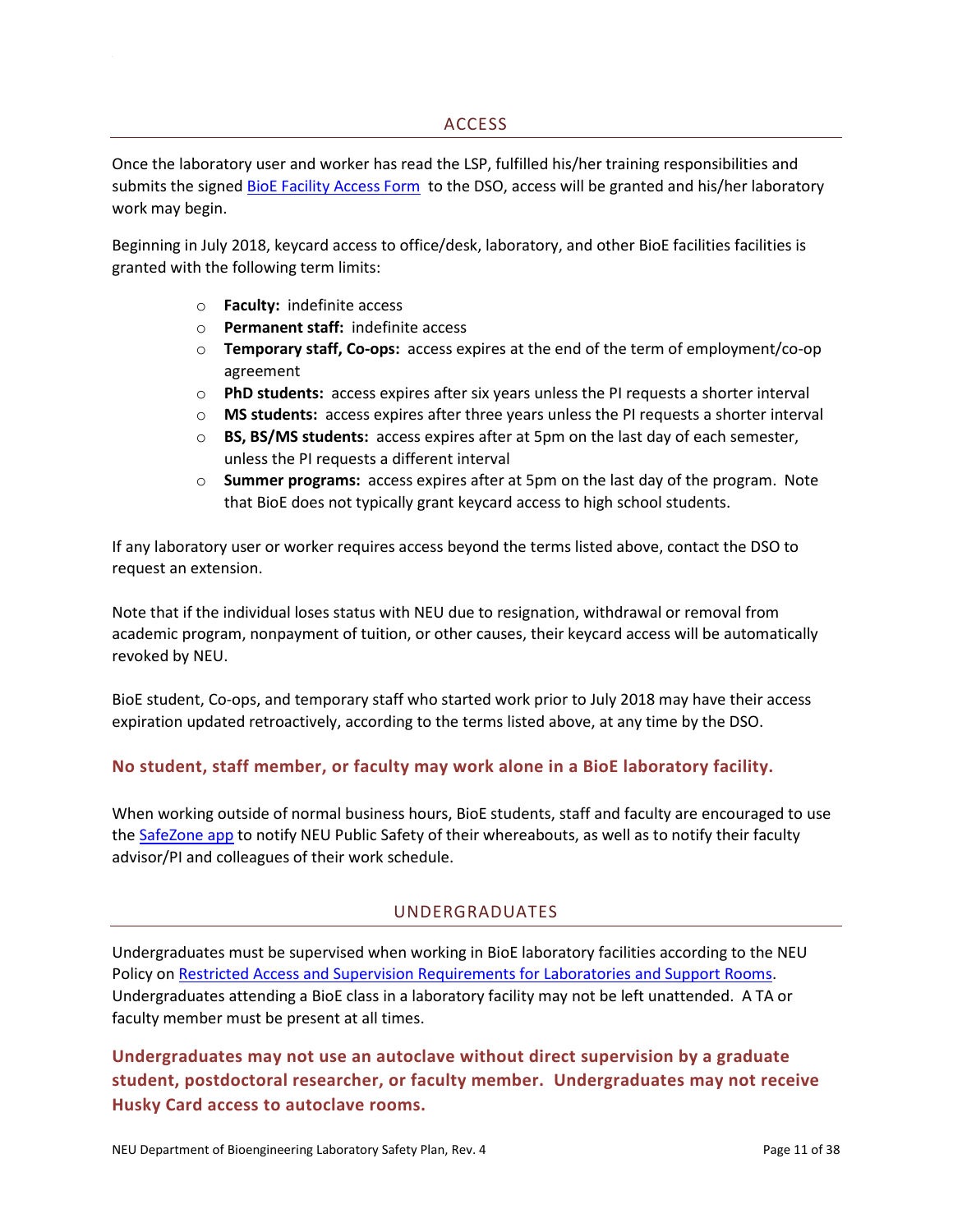## ACCESS

Once the laboratory user and worker has read the LSP, fulfilled his/her training responsibilities and submits the signed BioE Facility Access Form to the DSO, access will be granted and his/her laboratory work may begin.

Beginning in July 2018, keycard access to office/desk, laboratory, and other BioE facilities facilities is granted with the following term limits:

- **Faculty:** indefinite access
- **Permanent staff:** indefinite access
- **Temporary staff, Co-ops:** access expires at the end of the term of employment/co-op agreement
- **PhD students:** access expires after six years unless the PI requests a shorter interval
- **MS students:** access expires after three years unless the PI requests a shorter interval
- **BS, BS/MS students:** access expires after at 5pm on the last day of each semester, unless the PI requests a different interval
- **Summer programs:** access expires after at 5pm on the last day of the program. Note that BioE does not typically grant keycard access to high school students.

If any laboratory user or worker requires access beyond the terms listed above, contact the DSO to request an extension.

Note that if the individual loses status with NEU due to resignation, withdrawal or removal from academic program, nonpayment of tuition, or other causes, their keycard access will be automatically revoked by NEU.

BioE student, Co-ops, and temporary staff who started work prior to July 2018 may have their access expiration updated retroactively, according to the terms listed above, at any time by the DSO.

**No student, staff member, or faculty may work alone in a BioE laboratory facility.**

When working outside of normal business hours, BioE students, staff and faculty are encouraged to use the SafeZone app to notify NEU Public Safety of their whereabouts, as well as to notify their faculty advisor/PI and colleagues of their work schedule.

## UNDERGRADUATES

Undergraduates must be supervised when working in BioE laboratory facilities according to the NEU Policy on Restricted Access and Supervision Requirements for Laboratories and Support Rooms. Undergraduates attending a BioE class in a laboratory facility may not be left unattended. A TA or faculty member must be present at all times.

**Undergraduates may not use an autoclave without direct supervision by a graduate student, postdoctoral researcher, or faculty member. Undergraduates may not receive Husky Card access to autoclave rooms.**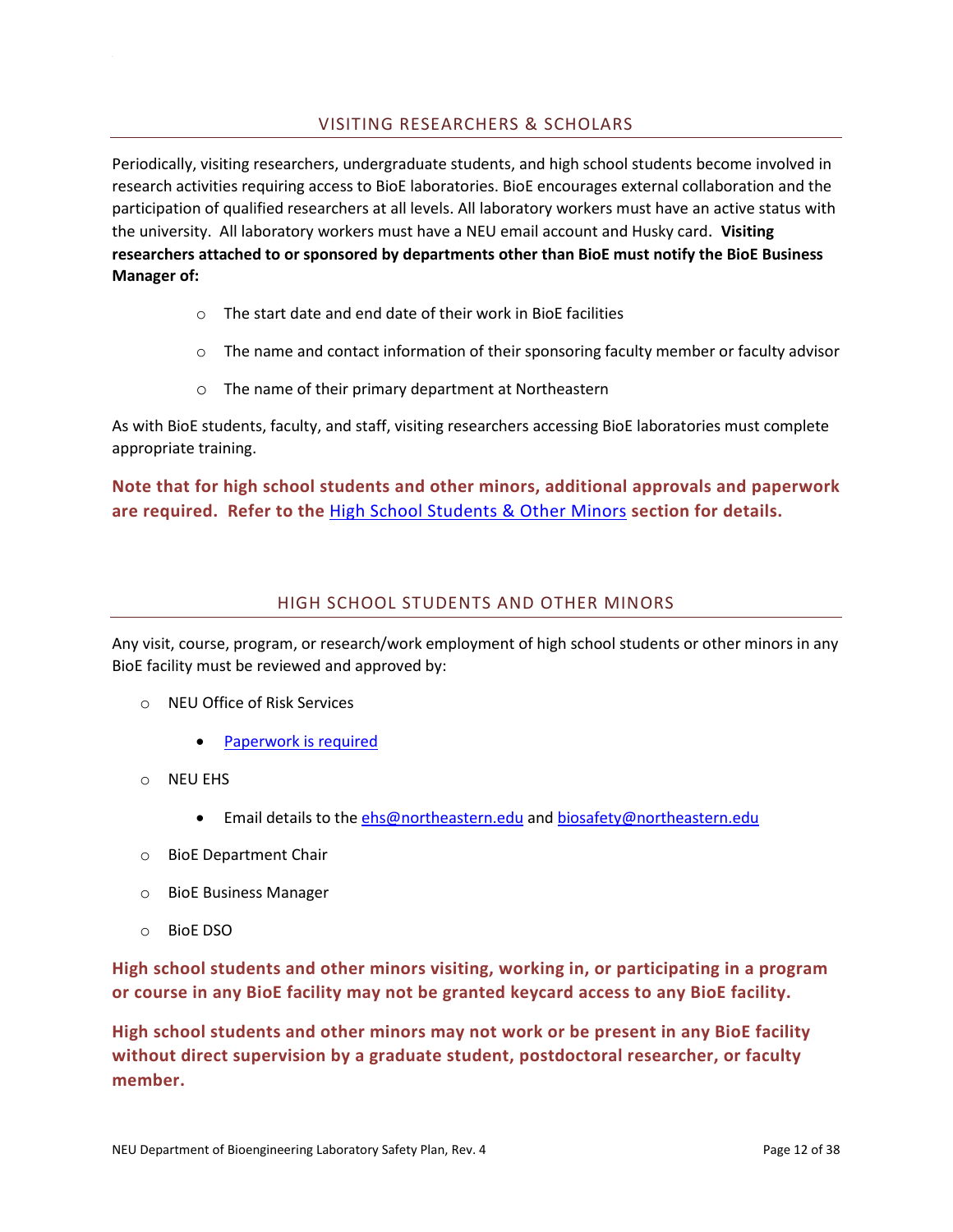## VISITING RESEARCHERS & SCHOLARS

Periodically, visiting researchers, undergraduate students, and high school students become involved in research activities requiring access to BioE laboratories. BioE encourages external collaboration and the participation of qualified researchers at all levels. All laboratory workers must have an active status with the university. All laboratory workers must have a NEU email account and Husky card. **Visiting researchers attached to or sponsored by departments other than BioE must notify the BioE Business Manager of:**

- The start date and end date of their work in BioE facilities
- The name and contact information of their sponsoring faculty member or faculty advisor
- The name of their primary department at Northeastern

As with BioE students, faculty, and staff, visiting researchers accessing BioE laboratories must complete appropriate training.

**Note that for high school students and other minors, additional approvals and paperwork are required. Refer to the [High School Students & Other Minors](#high-school-students-and-other-minors) section for details.**

## HIGH SCHOOL STUDENTS AND OTHER MINORS

Any visit, course, program, or research/work employment of high school students or other minors in any BioE facility must be reviewed and approved by:

- NEU Office of Risk Services
  - [Paperwork is required]()
- NEU EHS
  - Email details to the [ehs@northeastern.edu](mailto:ehs@northeastern.edu) and [biosafety@northeastern.edu](mailto:biosafety@northeastern.edu)
- BioE Department Chair
- BioE Business Manager
- BioE DSO

**High school students and other minors visiting, working in, or participating in a program or course in any BioE facility may not be granted keycard access to any BioE facility.**

**High school students and other minors may not work or be present in any BioE facility without direct supervision by a graduate student, postdoctoral researcher, or faculty member.**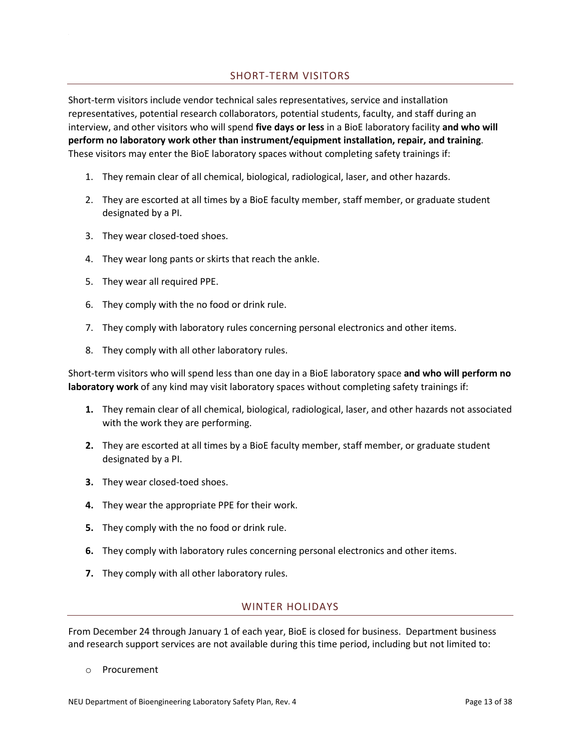## SHORT-TERM VISITORS

Short-term visitors include vendor technical sales representatives, service and installation representatives, potential research collaborators, potential students, faculty, and staff during an interview, and other visitors who will spend **five days or less** in a BioE laboratory facility **and who will perform no laboratory work other than instrument/equipment installation, repair, and training**. These visitors may enter the BioE laboratory spaces without completing safety trainings if:

1. They remain clear of all chemical, biological, radiological, laser, and other hazards.
2. They are escorted at all times by a BioE faculty member, staff member, or graduate student designated by a PI.
3. They wear closed-toed shoes.
4. They wear long pants or skirts that reach the ankle.
5. They wear all required PPE.
6. They comply with the no food or drink rule.
7. They comply with laboratory rules concerning personal electronics and other items.
8. They comply with all other laboratory rules.

Short-term visitors who will spend less than one day in a BioE laboratory space **and who will perform no laboratory work** of any kind may visit laboratory spaces without completing safety trainings if:

1. They remain clear of all chemical, biological, radiological, laser, and other hazards not associated with the work they are performing.
2. They are escorted at all times by a BioE faculty member, staff member, or graduate student designated by a PI.
3. They wear closed-toed shoes.
4. They wear the appropriate PPE for their work.
5. They comply with the no food or drink rule.
6. They comply with laboratory rules concerning personal electronics and other items.
7. They comply with all other laboratory rules.

## WINTER HOLIDAYS

From December 24 through January 1 of each year, BioE is closed for business. Department business and research support services are not available during this time period, including but not limited to:

- Procurement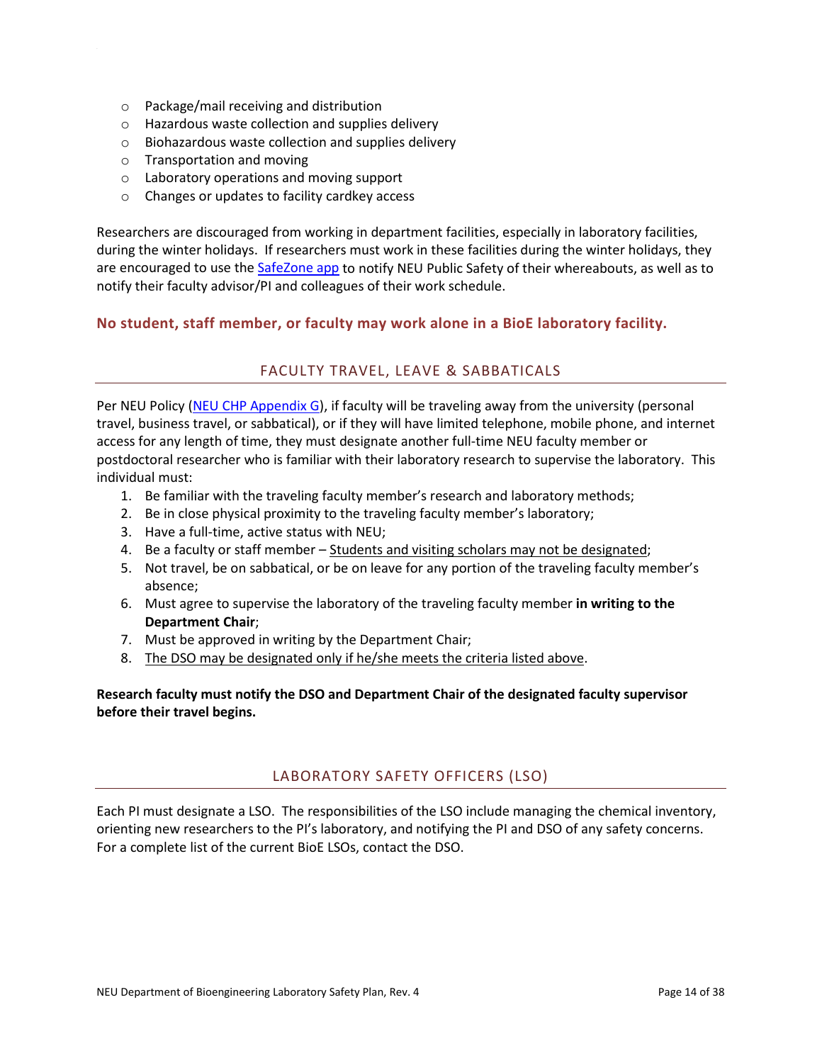- Package/mail receiving and distribution
- Hazardous waste collection and supplies delivery
- Biohazardous waste collection and supplies delivery
- Transportation and moving
- Laboratory operations and moving support
- Changes or updates to facility cardkey access

Researchers are discouraged from working in department facilities, especially in laboratory facilities, during the winter holidays. If researchers must work in these facilities during the winter holidays, they are encouraged to use the [SafeZone app]() to notify NEU Public Safety of their whereabouts, as well as to notify their faculty advisor/PI and colleagues of their work schedule.

**No student, staff member, or faculty may work alone in a BioE laboratory facility.**

## FACULTY TRAVEL, LEAVE & SABBATICALS

Per NEU Policy ([NEU CHP Appendix G]()), if faculty will be traveling away from the university (personal travel, business travel, or sabbatical), or if they will have limited telephone, mobile phone, and internet access for any length of time, they must designate another full-time NEU faculty member or postdoctoral researcher who is familiar with their laboratory research to supervise the laboratory. This individual must:

1. Be familiar with the traveling faculty member's research and laboratory methods;
2. Be in close physical proximity to the traveling faculty member's laboratory;
3. Have a full-time, active status with NEU;
4. Be a faculty or staff member – <u>Students and visiting scholars may not be designated</u>;
5. Not travel, be on sabbatical, or be on leave for any portion of the traveling faculty member's absence;
6. Must agree to supervise the laboratory of the traveling faculty member **in writing to the Department Chair**;
7. Must be approved in writing by the Department Chair;
8. <u>The DSO may be designated only if he/she meets the criteria listed above</u>.

**Research faculty must notify the DSO and Department Chair of the designated faculty supervisor before their travel begins.**

## LABORATORY SAFETY OFFICERS (LSO)

Each PI must designate a LSO. The responsibilities of the LSO include managing the chemical inventory, orienting new researchers to the PI's laboratory, and notifying the PI and DSO of any safety concerns. For a complete list of the current BioE LSOs, contact the DSO.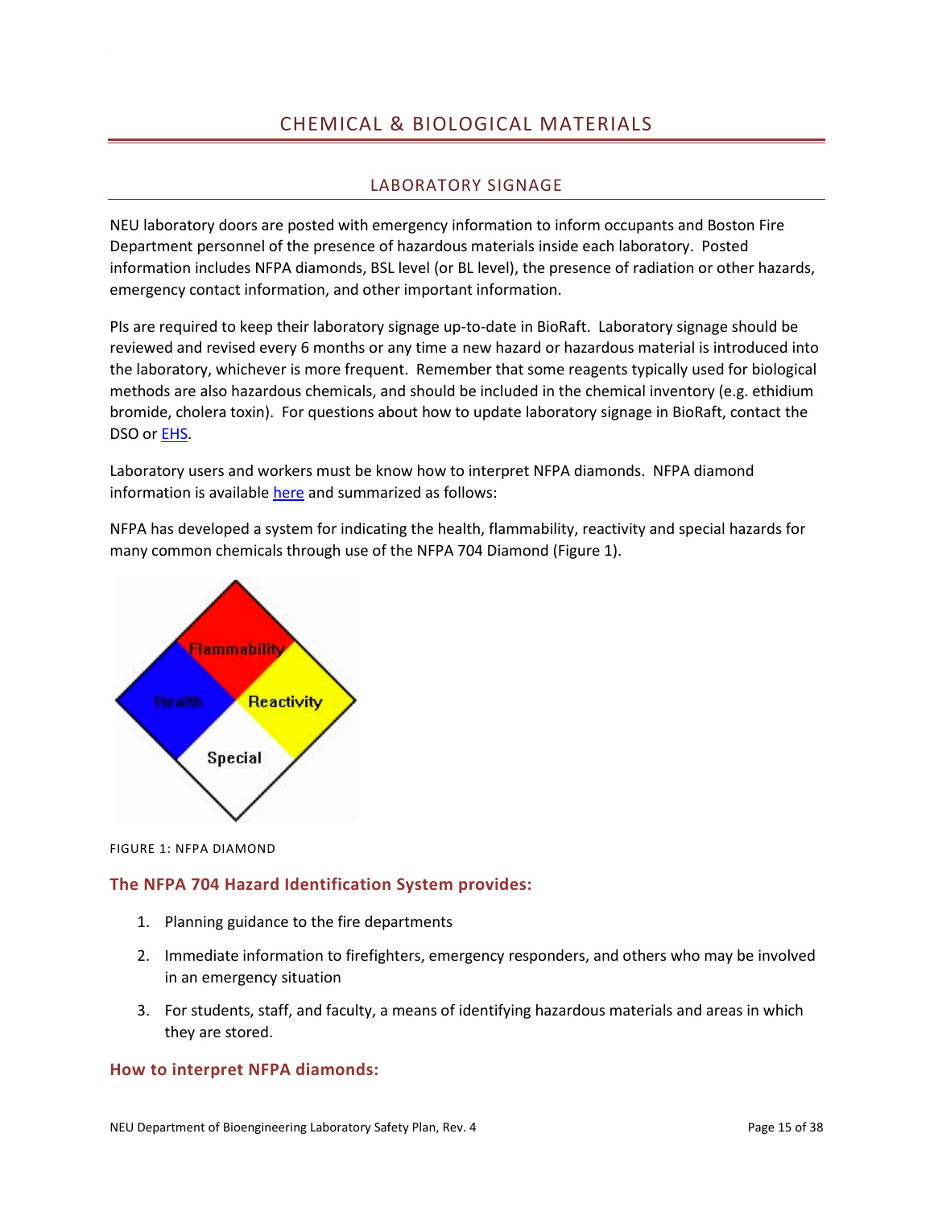# CHEMICAL & BIOLOGICAL MATERIALS

## LABORATORY SIGNAGE

NEU laboratory doors are posted with emergency information to inform occupants and Boston Fire Department personnel of the presence of hazardous materials inside each laboratory. Posted information includes NFPA diamonds, BSL level (or BL level), the presence of radiation or other hazards, emergency contact information, and other important information.

PIs are required to keep their laboratory signage up-to-date in BioRaft. Laboratory signage should be reviewed and revised every 6 months or any time a new hazard or hazardous material is introduced into the laboratory, whichever is more frequent. Remember that some reagents typically used for biological methods are also hazardous chemicals, and should be included in the chemical inventory (e.g. ethidium bromide, cholera toxin). For questions about how to update laboratory signage in BioRaft, contact the DSO or EHS.

Laboratory users and workers must be know how to interpret NFPA diamonds. NFPA diamond information is available here and summarized as follows:

NFPA has developed a system for indicating the health, flammability, reactivity and special hazards for many common chemicals through use of the NFPA 704 Diamond (Figure 1).

FIGURE 1: NFPA DIAMOND

### The NFPA 704 Hazard Identification System provides:

1. Planning guidance to the fire departments
2. Immediate information to firefighters, emergency responders, and others who may be involved in an emergency situation
3. For students, staff, and faculty, a means of identifying hazardous materials and areas in which they are stored.

### How to interpret NFPA diamonds: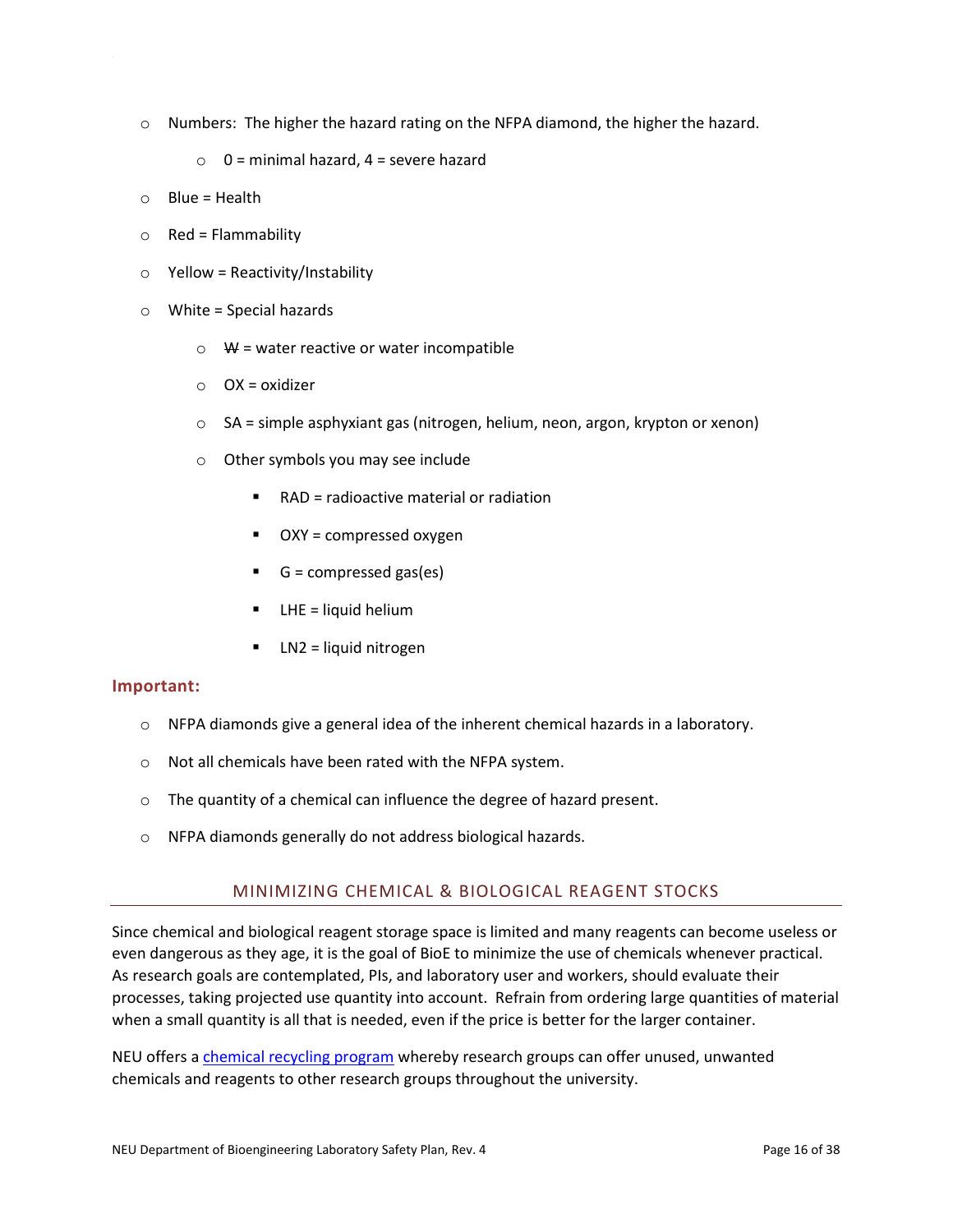- Numbers: The higher the hazard rating on the NFPA diamond, the higher the hazard.
  - 0 = minimal hazard, 4 = severe hazard
- Blue = Health
- Red = Flammability
- Yellow = Reactivity/Instability
- White = Special hazards
  - ~~W~~ = water reactive or water incompatible
  - OX = oxidizer
  - SA = simple asphyxiant gas (nitrogen, helium, neon, argon, krypton or xenon)
  - Other symbols you may see include
    - RAD = radioactive material or radiation
    - OXY = compressed oxygen
    - G = compressed gas(es)
    - LHE = liquid helium
    - LN2 = liquid nitrogen

**Important:**

- NFPA diamonds give a general idea of the inherent chemical hazards in a laboratory.
- Not all chemicals have been rated with the NFPA system.
- The quantity of a chemical can influence the degree of hazard present.
- NFPA diamonds generally do not address biological hazards.

## MINIMIZING CHEMICAL & BIOLOGICAL REAGENT STOCKS

Since chemical and biological reagent storage space is limited and many reagents can become useless or even dangerous as they age, it is the goal of BioE to minimize the use of chemicals whenever practical. As research goals are contemplated, PIs, and laboratory user and workers, should evaluate their processes, taking projected use quantity into account. Refrain from ordering large quantities of material when a small quantity is all that is needed, even if the price is better for the larger container.

NEU offers a chemical recycling program whereby research groups can offer unused, unwanted chemicals and reagents to other research groups throughout the university.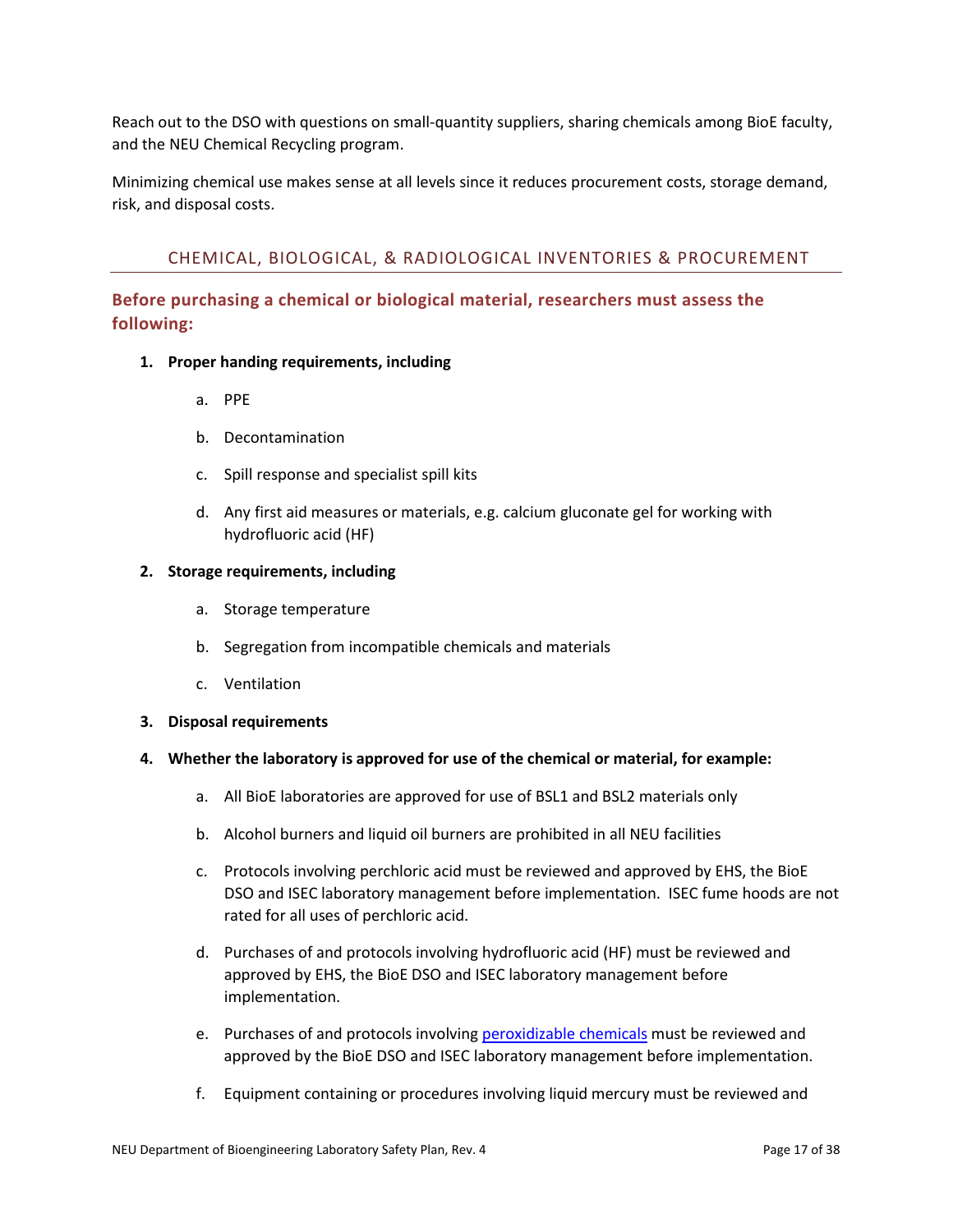Reach out to the DSO with questions on small-quantity suppliers, sharing chemicals among BioE faculty, and the NEU Chemical Recycling program.

Minimizing chemical use makes sense at all levels since it reduces procurement costs, storage demand, risk, and disposal costs.

## CHEMICAL, BIOLOGICAL, & RADIOLOGICAL INVENTORIES & PROCUREMENT

### Before purchasing a chemical or biological material, researchers must assess the following:

1. **Proper handing requirements, including**
   a. PPE
   b. Decontamination
   c. Spill response and specialist spill kits
   d. Any first aid measures or materials, e.g. calcium gluconate gel for working with hydrofluoric acid (HF)
2. **Storage requirements, including**
   a. Storage temperature
   b. Segregation from incompatible chemicals and materials
   c. Ventilation
3. **Disposal requirements**
4. **Whether the laboratory is approved for use of the chemical or material, for example:**
   a. All BioE laboratories are approved for use of BSL1 and BSL2 materials only
   b. Alcohol burners and liquid oil burners are prohibited in all NEU facilities
   c. Protocols involving perchloric acid must be reviewed and approved by EHS, the BioE DSO and ISEC laboratory management before implementation. ISEC fume hoods are not rated for all uses of perchloric acid.
   d. Purchases of and protocols involving hydrofluoric acid (HF) must be reviewed and approved by EHS, the BioE DSO and ISEC laboratory management before implementation.
   e. Purchases of and protocols involving peroxidizable chemicals must be reviewed and approved by the BioE DSO and ISEC laboratory management before implementation.
   f. Equipment containing or procedures involving liquid mercury must be reviewed and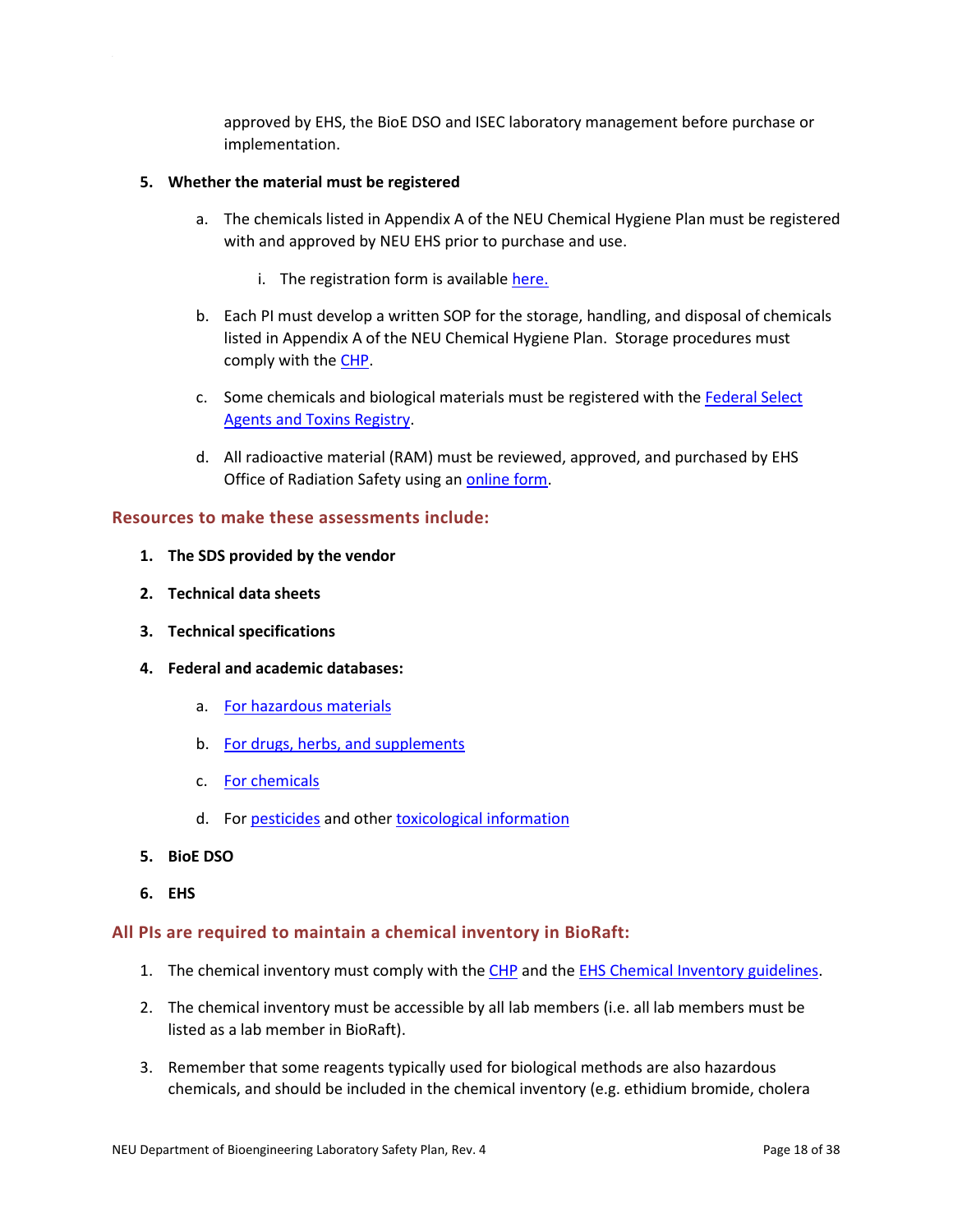approved by EHS, the BioE DSO and ISEC laboratory management before purchase or implementation.

5. **Whether the material must be registered**

   a. The chemicals listed in Appendix A of the NEU Chemical Hygiene Plan must be registered with and approved by NEU EHS prior to purchase and use.

      i. The registration form is available here.

   b. Each PI must develop a written SOP for the storage, handling, and disposal of chemicals listed in Appendix A of the NEU Chemical Hygiene Plan. Storage procedures must comply with the CHP.

   c. Some chemicals and biological materials must be registered with the Federal Select Agents and Toxins Registry.

   d. All radioactive material (RAM) must be reviewed, approved, and purchased by EHS Office of Radiation Safety using an online form.

## Resources to make these assessments include:

1. **The SDS provided by the vendor**
2. **Technical data sheets**
3. **Technical specifications**
4. **Federal and academic databases:**
   a. For hazardous materials
   b. For drugs, herbs, and supplements
   c. For chemicals
   d. For pesticides and other toxicological information
5. **BioE DSO**
6. **EHS**

## All PIs are required to maintain a chemical inventory in BioRaft:

1. The chemical inventory must comply with the CHP and the EHS Chemical Inventory guidelines.
2. The chemical inventory must be accessible by all lab members (i.e. all lab members must be listed as a lab member in BioRaft).
3. Remember that some reagents typically used for biological methods are also hazardous chemicals, and should be included in the chemical inventory (e.g. ethidium bromide, cholera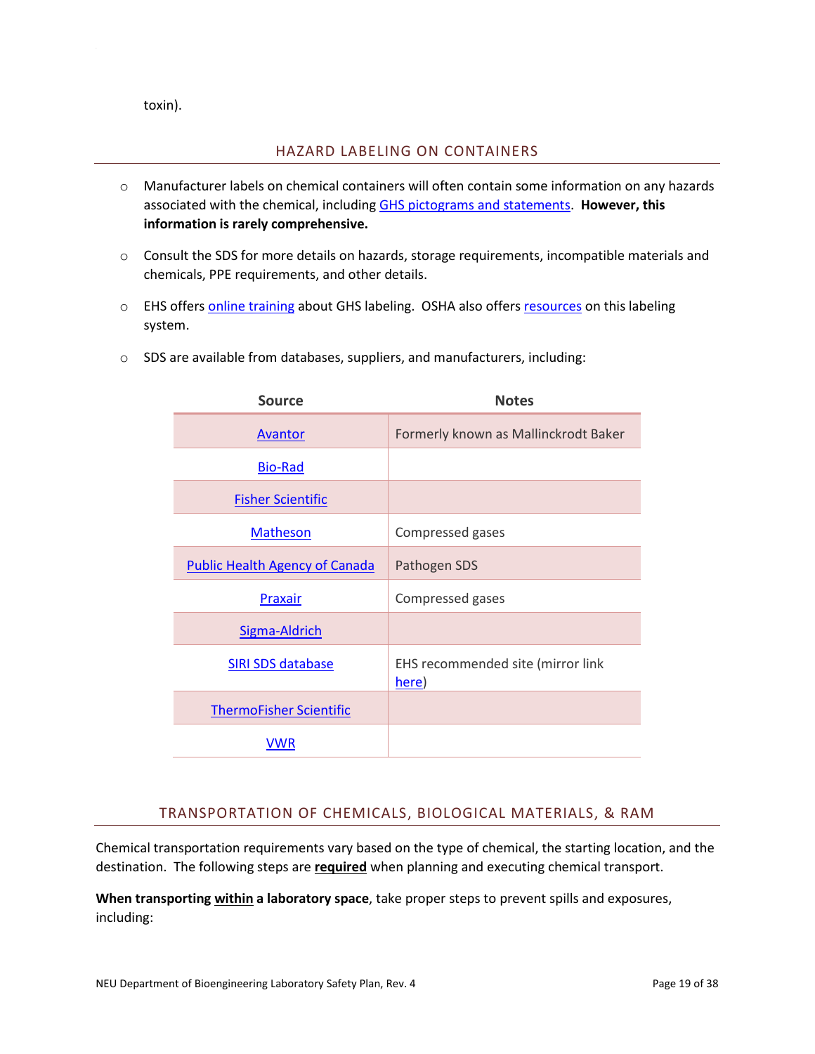toxin).

## HAZARD LABELING ON CONTAINERS

- Manufacturer labels on chemical containers will often contain some information on any hazards associated with the chemical, including GHS pictograms and statements. **However, this information is rarely comprehensive.**

- Consult the SDS for more details on hazards, storage requirements, incompatible materials and chemicals, PPE requirements, and other details.

- EHS offers online training about GHS labeling. OSHA also offers resources on this labeling system.

- SDS are available from databases, suppliers, and manufacturers, including:

| Source | Notes |
| --- | --- |
| Avantor | Formerly known as Mallinckrodt Baker |
| Bio-Rad | |
| Fisher Scientific | |
| Matheson | Compressed gases |
| Public Health Agency of Canada | Pathogen SDS |
| Praxair | Compressed gases |
| Sigma-Aldrich | |
| SIRI SDS database | EHS recommended site (mirror link here) |
| ThermoFisher Scientific | |
| VWR | |

## TRANSPORTATION OF CHEMICALS, BIOLOGICAL MATERIALS, & RAM

Chemical transportation requirements vary based on the type of chemical, the starting location, and the destination. The following steps are **required** when planning and executing chemical transport.

**When transporting within a laboratory space**, take proper steps to prevent spills and exposures, including: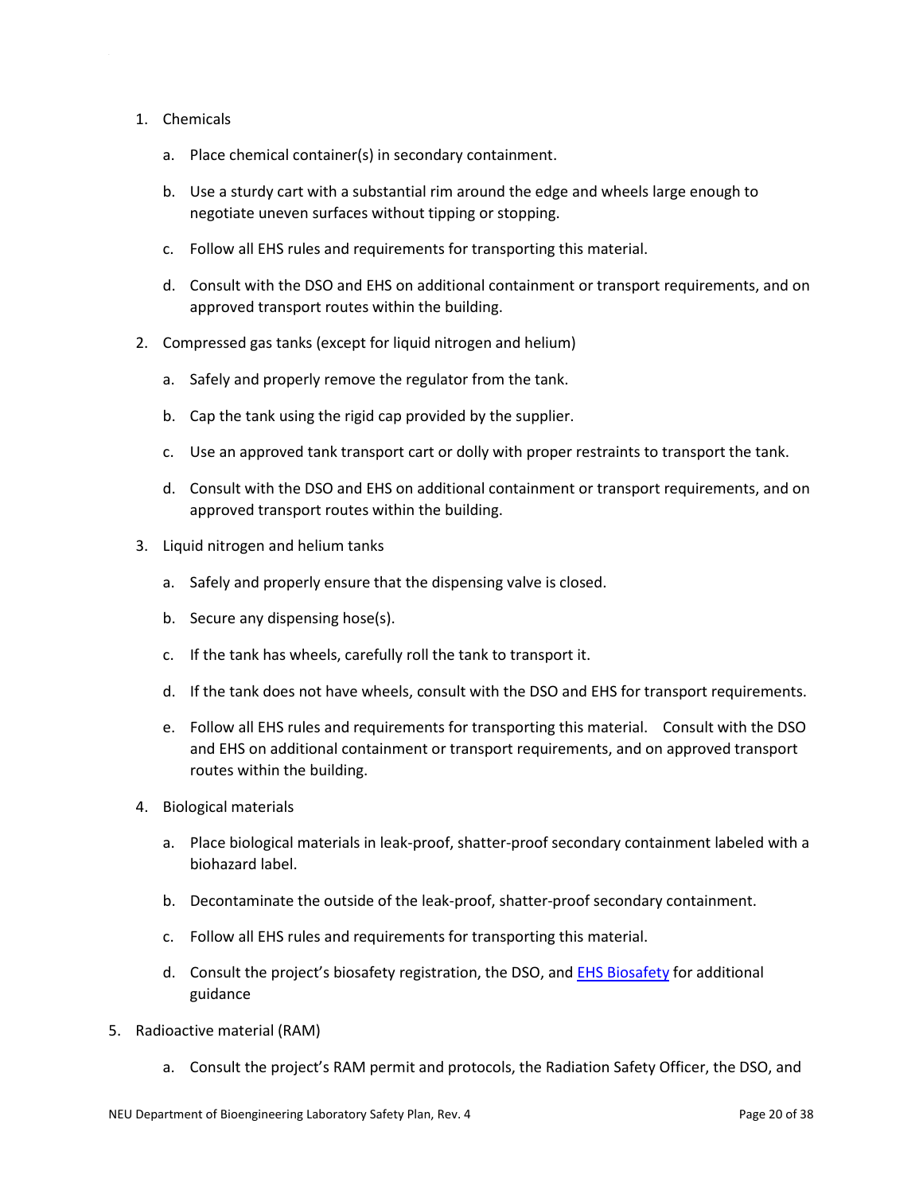1. Chemicals

    a. Place chemical container(s) in secondary containment.

    b. Use a sturdy cart with a substantial rim around the edge and wheels large enough to negotiate uneven surfaces without tipping or stopping.

    c. Follow all EHS rules and requirements for transporting this material.

    d. Consult with the DSO and EHS on additional containment or transport requirements, and on approved transport routes within the building.

2. Compressed gas tanks (except for liquid nitrogen and helium)

    a. Safely and properly remove the regulator from the tank.

    b. Cap the tank using the rigid cap provided by the supplier.

    c. Use an approved tank transport cart or dolly with proper restraints to transport the tank.

    d. Consult with the DSO and EHS on additional containment or transport requirements, and on approved transport routes within the building.

3. Liquid nitrogen and helium tanks

    a. Safely and properly ensure that the dispensing valve is closed.

    b. Secure any dispensing hose(s).

    c. If the tank has wheels, carefully roll the tank to transport it.

    d. If the tank does not have wheels, consult with the DSO and EHS for transport requirements.

    e. Follow all EHS rules and requirements for transporting this material. Consult with the DSO and EHS on additional containment or transport requirements, and on approved transport routes within the building.

4. Biological materials

    a. Place biological materials in leak-proof, shatter-proof secondary containment labeled with a biohazard label.

    b. Decontaminate the outside of the leak-proof, shatter-proof secondary containment.

    c. Follow all EHS rules and requirements for transporting this material.

    d. Consult the project's biosafety registration, the DSO, and [EHS Biosafety] for additional guidance

5. Radioactive material (RAM)

    a. Consult the project's RAM permit and protocols, the Radiation Safety Officer, the DSO, and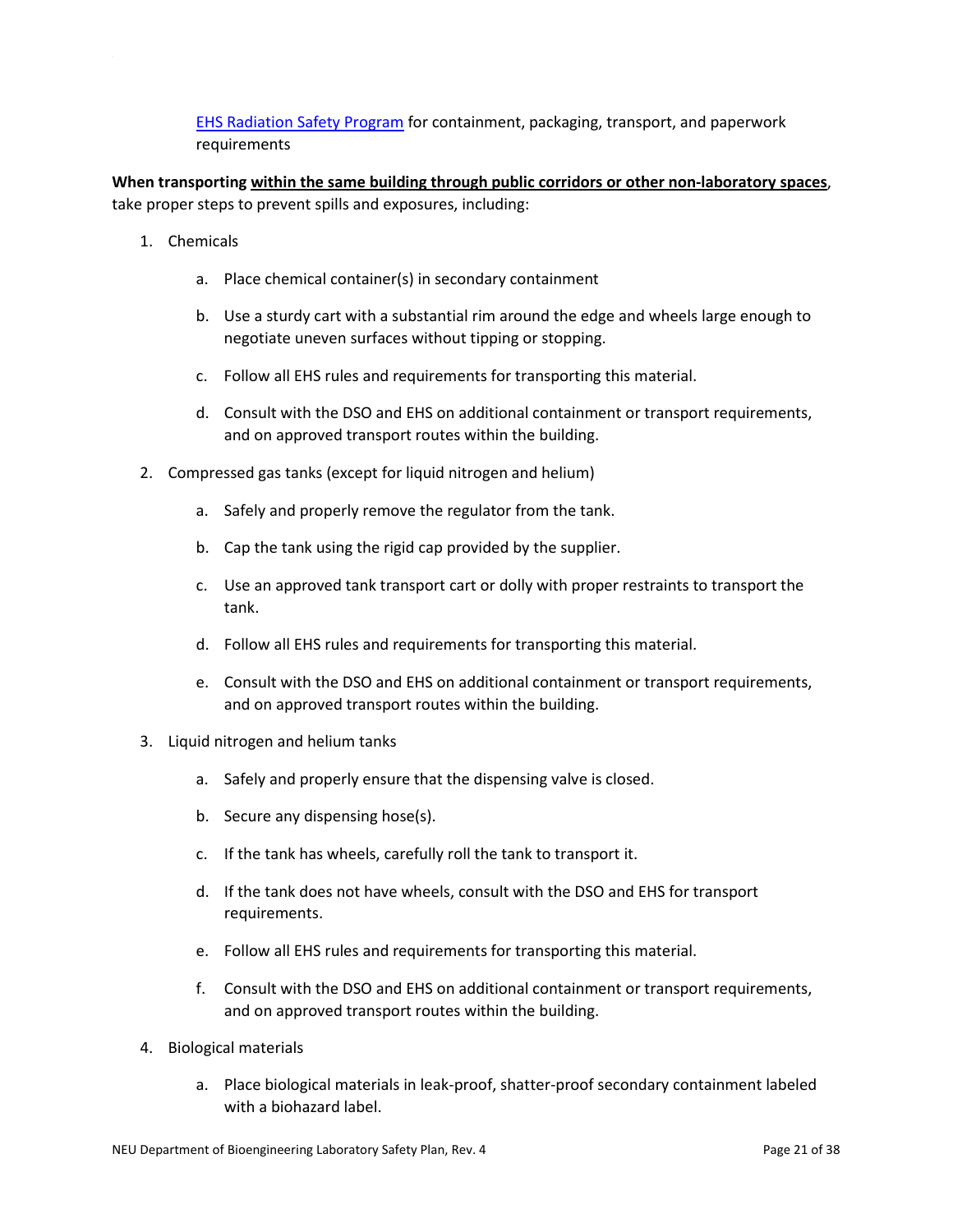[EHS Radiation Safety Program] for containment, packaging, transport, and paperwork requirements

**When transporting <u>within the same building through public corridors or other non-laboratory spaces</u>**, take proper steps to prevent spills and exposures, including:

1. Chemicals
    a. Place chemical container(s) in secondary containment
    b. Use a sturdy cart with a substantial rim around the edge and wheels large enough to negotiate uneven surfaces without tipping or stopping.
    c. Follow all EHS rules and requirements for transporting this material.
    d. Consult with the DSO and EHS on additional containment or transport requirements, and on approved transport routes within the building.
2. Compressed gas tanks (except for liquid nitrogen and helium)
    a. Safely and properly remove the regulator from the tank.
    b. Cap the tank using the rigid cap provided by the supplier.
    c. Use an approved tank transport cart or dolly with proper restraints to transport the tank.
    d. Follow all EHS rules and requirements for transporting this material.
    e. Consult with the DSO and EHS on additional containment or transport requirements, and on approved transport routes within the building.
3. Liquid nitrogen and helium tanks
    a. Safely and properly ensure that the dispensing valve is closed.
    b. Secure any dispensing hose(s).
    c. If the tank has wheels, carefully roll the tank to transport it.
    d. If the tank does not have wheels, consult with the DSO and EHS for transport requirements.
    e. Follow all EHS rules and requirements for transporting this material.
    f. Consult with the DSO and EHS on additional containment or transport requirements, and on approved transport routes within the building.
4. Biological materials
    a. Place biological materials in leak-proof, shatter-proof secondary containment labeled with a biohazard label.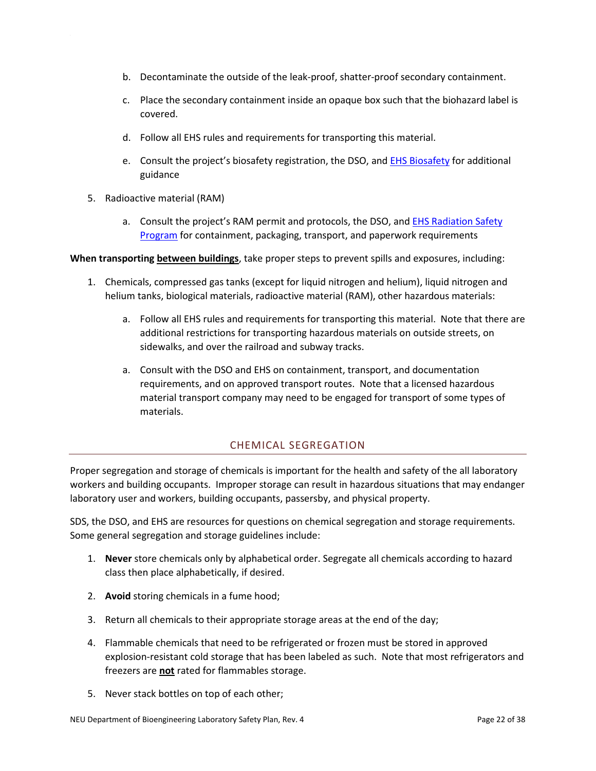b. Decontaminate the outside of the leak-proof, shatter-proof secondary containment.

   c. Place the secondary containment inside an opaque box such that the biohazard label is covered.

   d. Follow all EHS rules and requirements for transporting this material.

   e. Consult the project's biosafety registration, the DSO, and [EHS Biosafety]() for additional guidance

5. Radioactive material (RAM)

   a. Consult the project's RAM permit and protocols, the DSO, and [EHS Radiation Safety Program]() for containment, packaging, transport, and paperwork requirements

**When transporting <u>between buildings</u>**, take proper steps to prevent spills and exposures, including:

1. Chemicals, compressed gas tanks (except for liquid nitrogen and helium), liquid nitrogen and helium tanks, biological materials, radioactive material (RAM), other hazardous materials:

   a. Follow all EHS rules and requirements for transporting this material. Note that there are additional restrictions for transporting hazardous materials on outside streets, on sidewalks, and over the railroad and subway tracks.

   a. Consult with the DSO and EHS on containment, transport, and documentation requirements, and on approved transport routes. Note that a licensed hazardous material transport company may need to be engaged for transport of some types of materials.

## CHEMICAL SEGREGATION

Proper segregation and storage of chemicals is important for the health and safety of the all laboratory workers and building occupants. Improper storage can result in hazardous situations that may endanger laboratory user and workers, building occupants, passersby, and physical property.

SDS, the DSO, and EHS are resources for questions on chemical segregation and storage requirements. Some general segregation and storage guidelines include:

1. **Never** store chemicals only by alphabetical order. Segregate all chemicals according to hazard class then place alphabetically, if desired.

2. **Avoid** storing chemicals in a fume hood;

3. Return all chemicals to their appropriate storage areas at the end of the day;

4. Flammable chemicals that need to be refrigerated or frozen must be stored in approved explosion-resistant cold storage that has been labeled as such. Note that most refrigerators and freezers are **<u>not</u>** rated for flammables storage.

5. Never stack bottles on top of each other;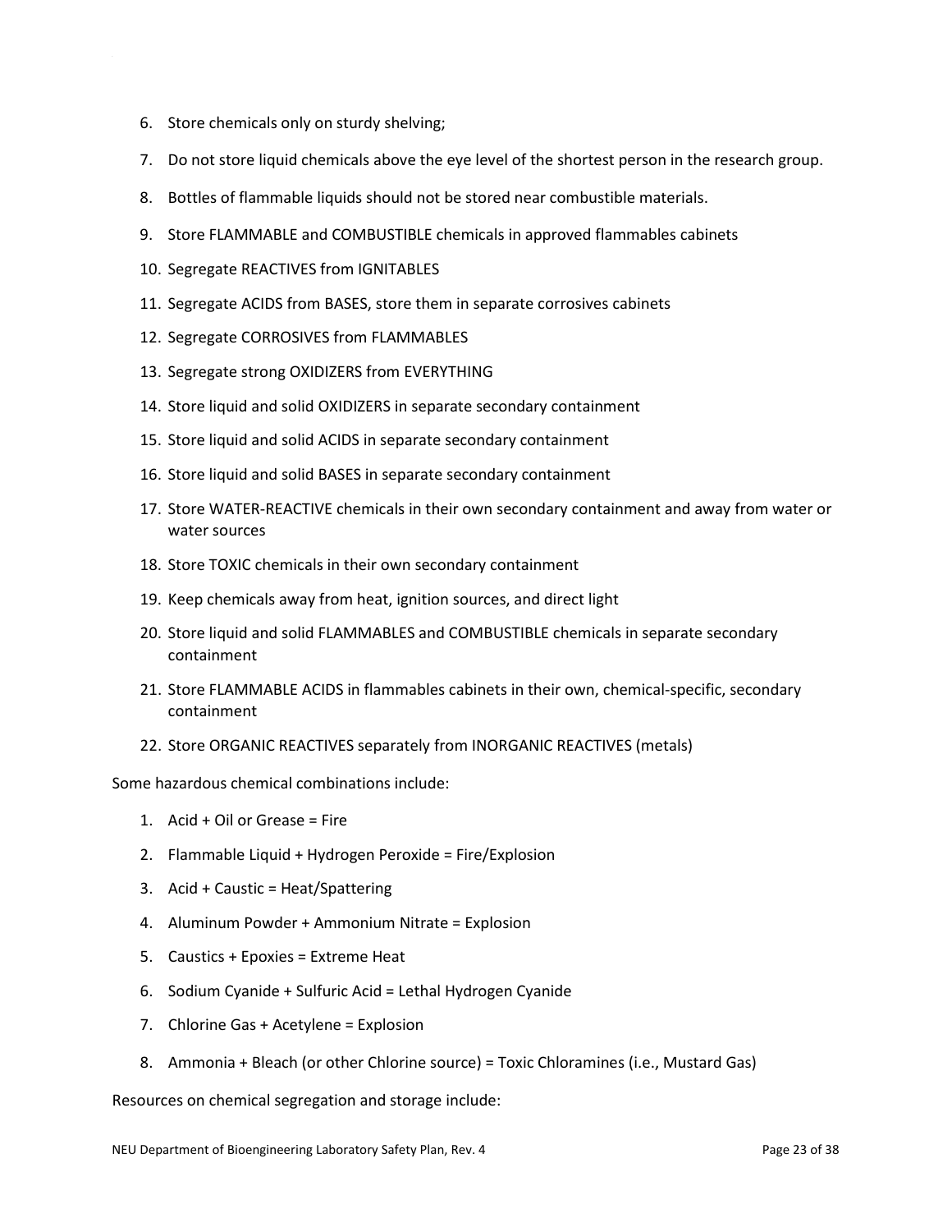6. Store chemicals only on sturdy shelving;
7. Do not store liquid chemicals above the eye level of the shortest person in the research group.
8. Bottles of flammable liquids should not be stored near combustible materials.
9. Store FLAMMABLE and COMBUSTIBLE chemicals in approved flammables cabinets
10. Segregate REACTIVES from IGNITABLES
11. Segregate ACIDS from BASES, store them in separate corrosives cabinets
12. Segregate CORROSIVES from FLAMMABLES
13. Segregate strong OXIDIZERS from EVERYTHING
14. Store liquid and solid OXIDIZERS in separate secondary containment
15. Store liquid and solid ACIDS in separate secondary containment
16. Store liquid and solid BASES in separate secondary containment
17. Store WATER-REACTIVE chemicals in their own secondary containment and away from water or water sources
18. Store TOXIC chemicals in their own secondary containment
19. Keep chemicals away from heat, ignition sources, and direct light
20. Store liquid and solid FLAMMABLES and COMBUSTIBLE chemicals in separate secondary containment
21. Store FLAMMABLE ACIDS in flammables cabinets in their own, chemical-specific, secondary containment
22. Store ORGANIC REACTIVES separately from INORGANIC REACTIVES (metals)

Some hazardous chemical combinations include:

1. Acid + Oil or Grease = Fire
2. Flammable Liquid + Hydrogen Peroxide = Fire/Explosion
3. Acid + Caustic = Heat/Spattering
4. Aluminum Powder + Ammonium Nitrate = Explosion
5. Caustics + Epoxies = Extreme Heat
6. Sodium Cyanide + Sulfuric Acid = Lethal Hydrogen Cyanide
7. Chlorine Gas + Acetylene = Explosion
8. Ammonia + Bleach (or other Chlorine source) = Toxic Chloramines (i.e., Mustard Gas)

Resources on chemical segregation and storage include: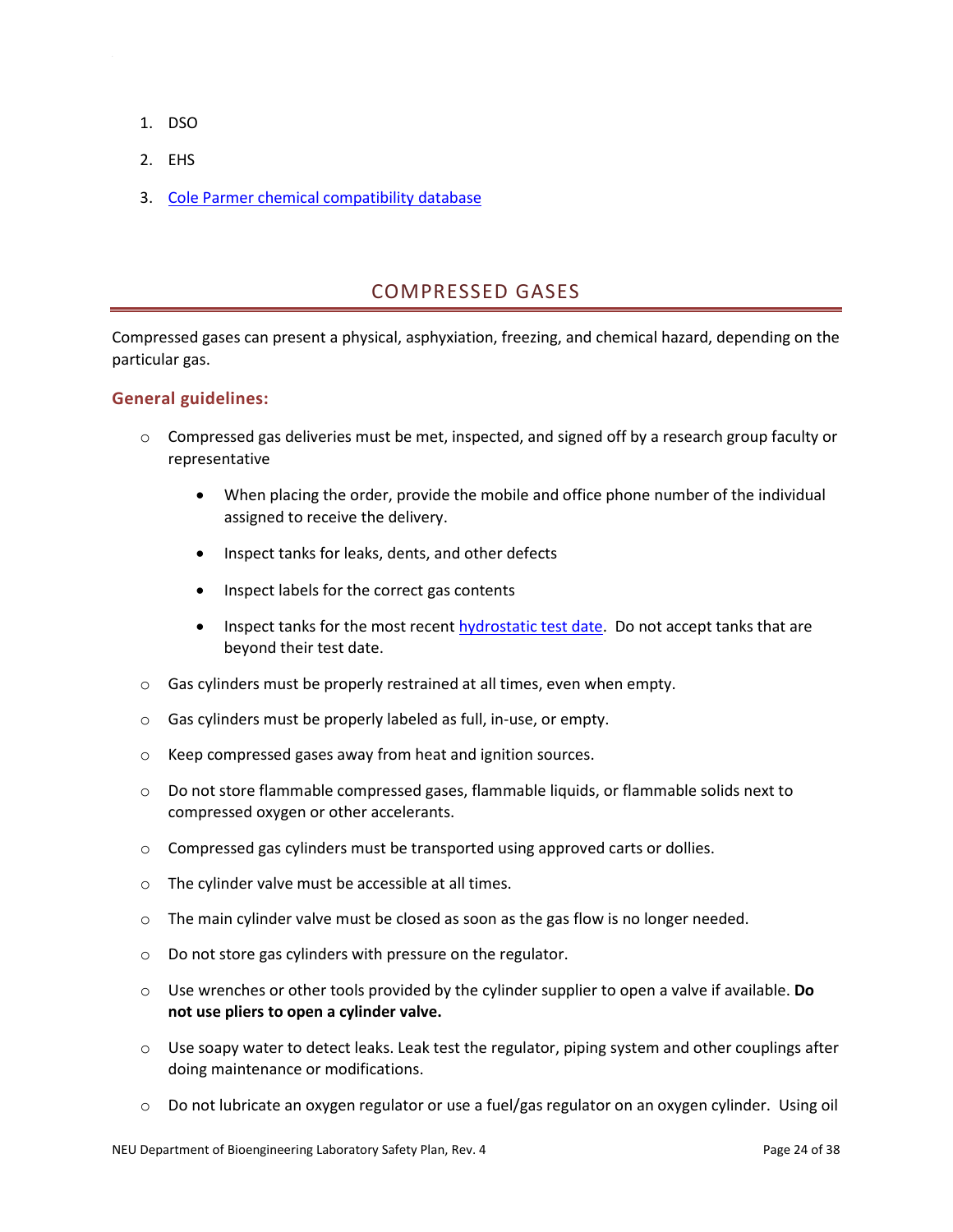1. DSO
2. EHS
3. [Cole Parmer chemical compatibility database]

## COMPRESSED GASES

Compressed gases can present a physical, asphyxiation, freezing, and chemical hazard, depending on the particular gas.

### General guidelines:

- Compressed gas deliveries must be met, inspected, and signed off by a research group faculty or representative
  - When placing the order, provide the mobile and office phone number of the individual assigned to receive the delivery.
  - Inspect tanks for leaks, dents, and other defects
  - Inspect labels for the correct gas contents
  - Inspect tanks for the most recent hydrostatic test date. Do not accept tanks that are beyond their test date.
- Gas cylinders must be properly restrained at all times, even when empty.
- Gas cylinders must be properly labeled as full, in-use, or empty.
- Keep compressed gases away from heat and ignition sources.
- Do not store flammable compressed gases, flammable liquids, or flammable solids next to compressed oxygen or other accelerants.
- Compressed gas cylinders must be transported using approved carts or dollies.
- The cylinder valve must be accessible at all times.
- The main cylinder valve must be closed as soon as the gas flow is no longer needed.
- Do not store gas cylinders with pressure on the regulator.
- Use wrenches or other tools provided by the cylinder supplier to open a valve if available. **Do not use pliers to open a cylinder valve.**
- Use soapy water to detect leaks. Leak test the regulator, piping system and other couplings after doing maintenance or modifications.
- Do not lubricate an oxygen regulator or use a fuel/gas regulator on an oxygen cylinder. Using oil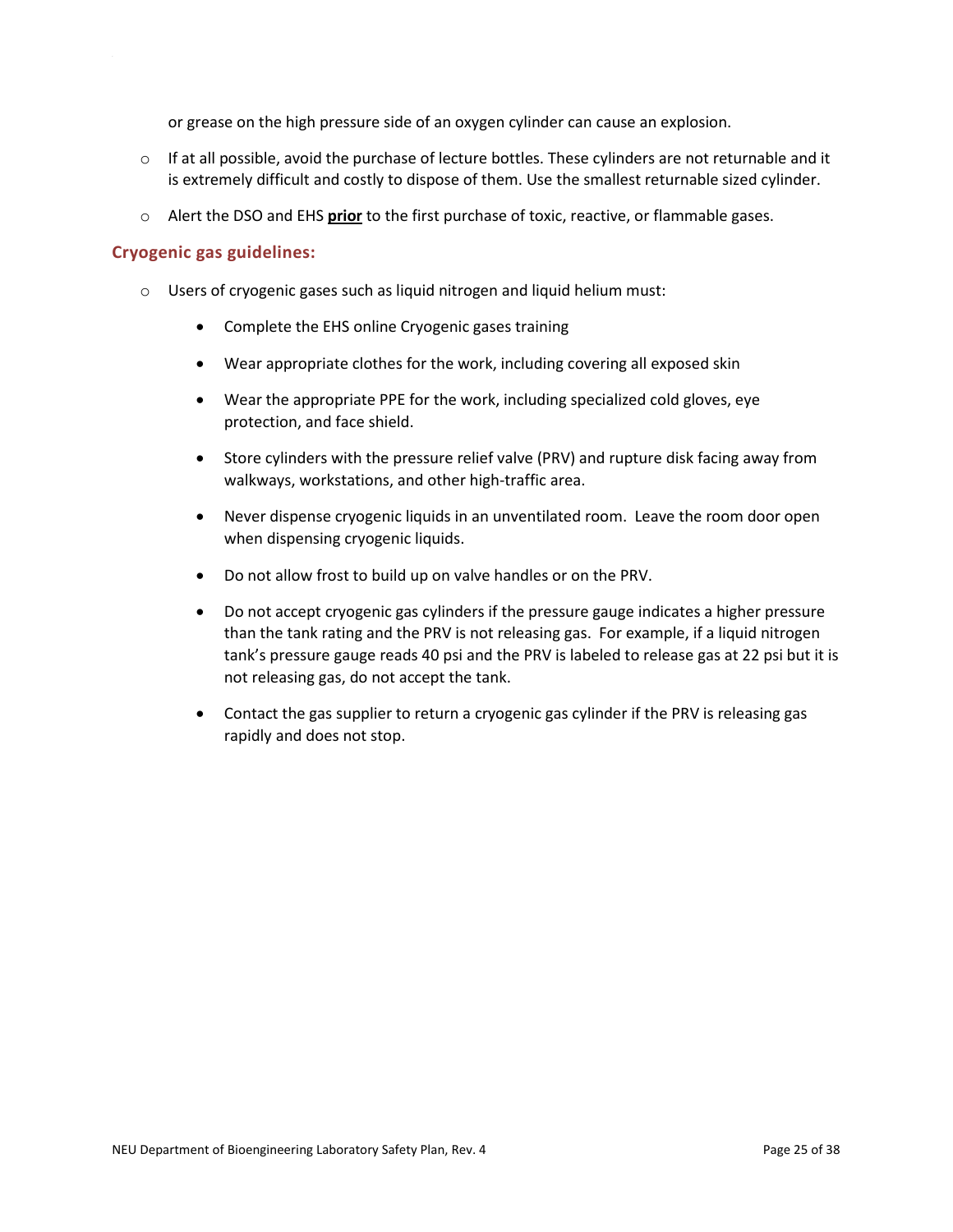or grease on the high pressure side of an oxygen cylinder can cause an explosion.

- If at all possible, avoid the purchase of lecture bottles. These cylinders are not returnable and it is extremely difficult and costly to dispose of them. Use the smallest returnable sized cylinder.
- Alert the DSO and EHS **prior** to the first purchase of toxic, reactive, or flammable gases.

### Cryogenic gas guidelines:

- Users of cryogenic gases such as liquid nitrogen and liquid helium must:
  - Complete the EHS online Cryogenic gases training
  - Wear appropriate clothes for the work, including covering all exposed skin
  - Wear the appropriate PPE for the work, including specialized cold gloves, eye protection, and face shield.
  - Store cylinders with the pressure relief valve (PRV) and rupture disk facing away from walkways, workstations, and other high-traffic area.
  - Never dispense cryogenic liquids in an unventilated room. Leave the room door open when dispensing cryogenic liquids.
  - Do not allow frost to build up on valve handles or on the PRV.
  - Do not accept cryogenic gas cylinders if the pressure gauge indicates a higher pressure than the tank rating and the PRV is not releasing gas. For example, if a liquid nitrogen tank's pressure gauge reads 40 psi and the PRV is labeled to release gas at 22 psi but it is not releasing gas, do not accept the tank.
  - Contact the gas supplier to return a cryogenic gas cylinder if the PRV is releasing gas rapidly and does not stop.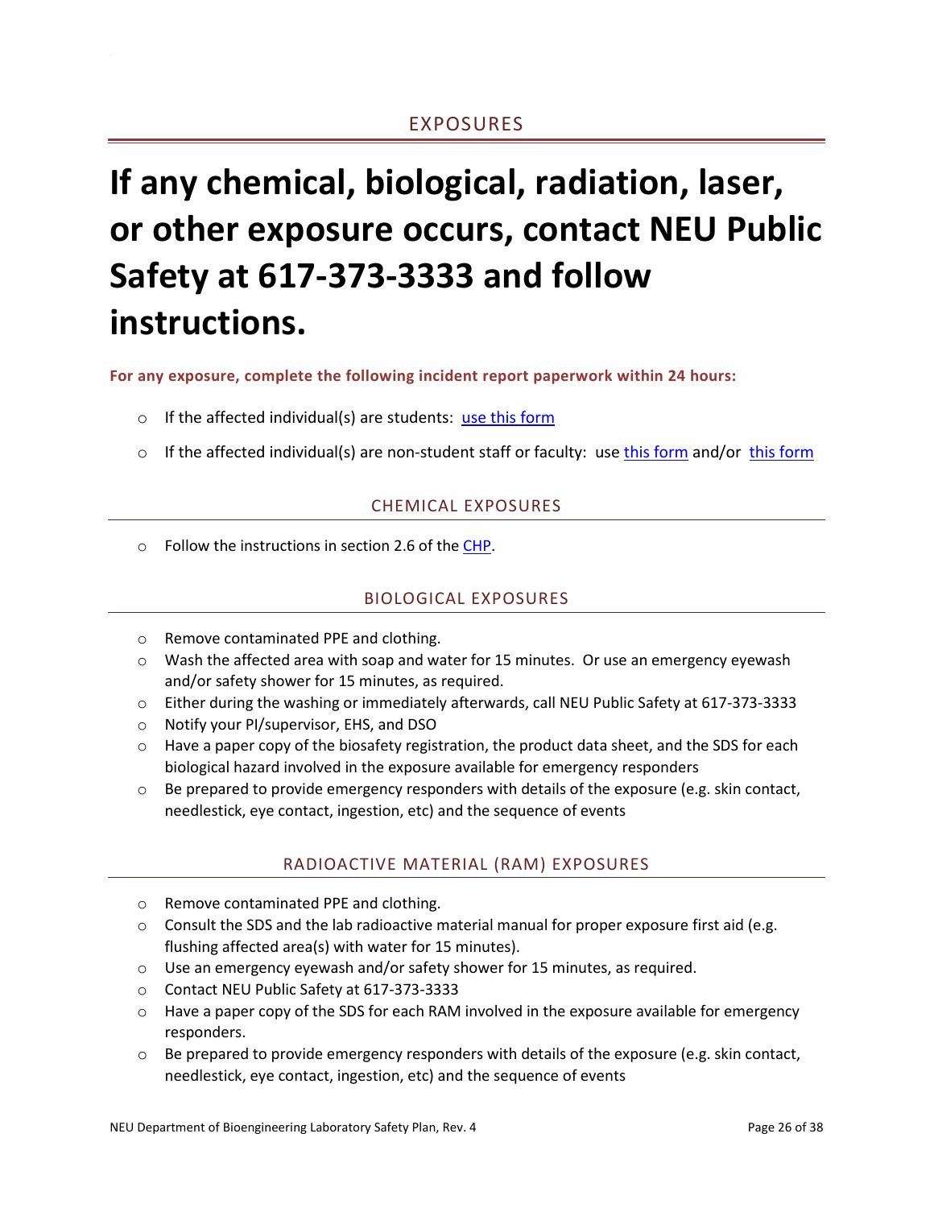## EXPOSURES

# If any chemical, biological, radiation, laser, or other exposure occurs, contact NEU Public Safety at 617-373-3333 and follow instructions.

**For any exposure, complete the following incident report paperwork within 24 hours:**

- If the affected individual(s) are students: [use this form]
- If the affected individual(s) are non-student staff or faculty: use [this form] and/or [this form]

### CHEMICAL EXPOSURES

- Follow the instructions in section 2.6 of the [CHP].

### BIOLOGICAL EXPOSURES

- Remove contaminated PPE and clothing.
- Wash the affected area with soap and water for 15 minutes. Or use an emergency eyewash and/or safety shower for 15 minutes, as required.
- Either during the washing or immediately afterwards, call NEU Public Safety at 617-373-3333
- Notify your PI/supervisor, EHS, and DSO
- Have a paper copy of the biosafety registration, the product data sheet, and the SDS for each biological hazard involved in the exposure available for emergency responders
- Be prepared to provide emergency responders with details of the exposure (e.g. skin contact, needlestick, eye contact, ingestion, etc) and the sequence of events

### RADIOACTIVE MATERIAL (RAM) EXPOSURES

- Remove contaminated PPE and clothing.
- Consult the SDS and the lab radioactive material manual for proper exposure first aid (e.g. flushing affected area(s) with water for 15 minutes).
- Use an emergency eyewash and/or safety shower for 15 minutes, as required.
- Contact NEU Public Safety at 617-373-3333
- Have a paper copy of the SDS for each RAM involved in the exposure available for emergency responders.
- Be prepared to provide emergency responders with details of the exposure (e.g. skin contact, needlestick, eye contact, ingestion, etc) and the sequence of events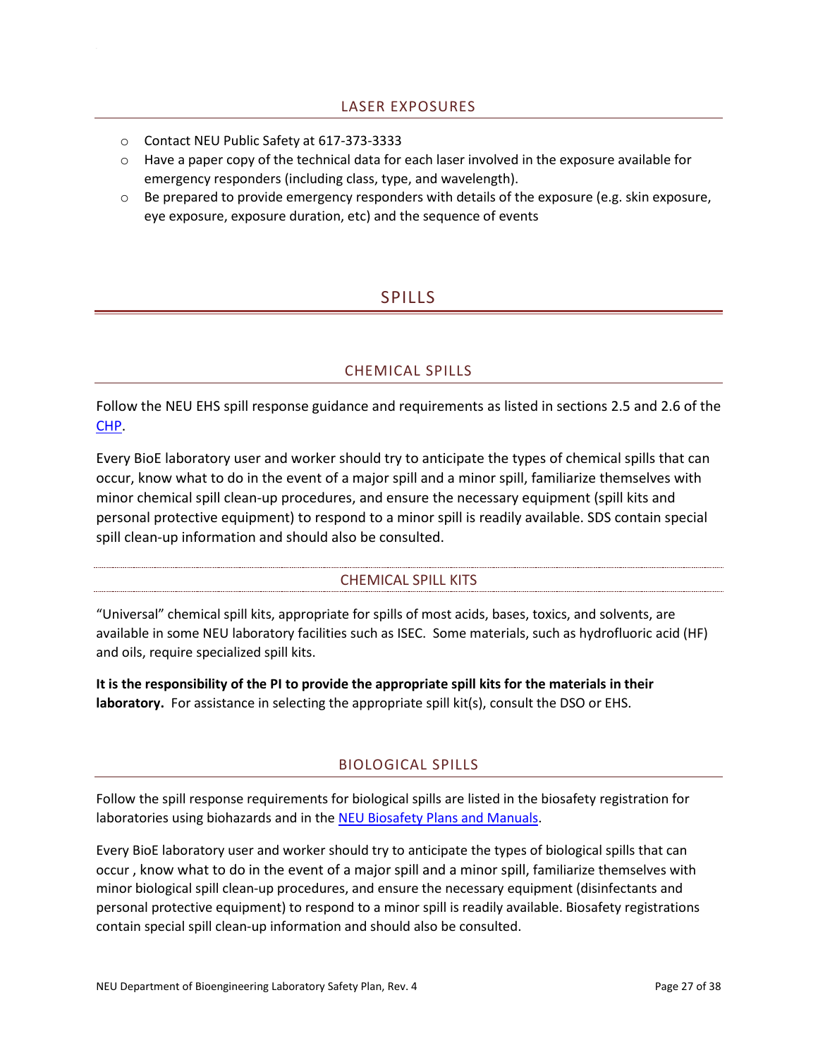### LASER EXPOSURES

- Contact NEU Public Safety at 617-373-3333
- Have a paper copy of the technical data for each laser involved in the exposure available for emergency responders (including class, type, and wavelength).
- Be prepared to provide emergency responders with details of the exposure (e.g. skin exposure, eye exposure, exposure duration, etc) and the sequence of events

## SPILLS

### CHEMICAL SPILLS

Follow the NEU EHS spill response guidance and requirements as listed in sections 2.5 and 2.6 of the [CHP](CHP).

Every BioE laboratory user and worker should try to anticipate the types of chemical spills that can occur, know what to do in the event of a major spill and a minor spill, familiarize themselves with minor chemical spill clean-up procedures, and ensure the necessary equipment (spill kits and personal protective equipment) to respond to a minor spill is readily available. SDS contain special spill clean-up information and should also be consulted.

#### CHEMICAL SPILL KITS

"Universal" chemical spill kits, appropriate for spills of most acids, bases, toxics, and solvents, are available in some NEU laboratory facilities such as ISEC. Some materials, such as hydrofluoric acid (HF) and oils, require specialized spill kits.

**It is the responsibility of the PI to provide the appropriate spill kits for the materials in their laboratory.** For assistance in selecting the appropriate spill kit(s), consult the DSO or EHS.

### BIOLOGICAL SPILLS

Follow the spill response requirements for biological spills are listed in the biosafety registration for laboratories using biohazards and in the [NEU Biosafety Plans and Manuals](NEU Biosafety Plans and Manuals).

Every BioE laboratory user and worker should try to anticipate the types of biological spills that can occur , know what to do in the event of a major spill and a minor spill, familiarize themselves with minor biological spill clean-up procedures, and ensure the necessary equipment (disinfectants and personal protective equipment) to respond to a minor spill is readily available. Biosafety registrations contain special spill clean-up information and should also be consulted.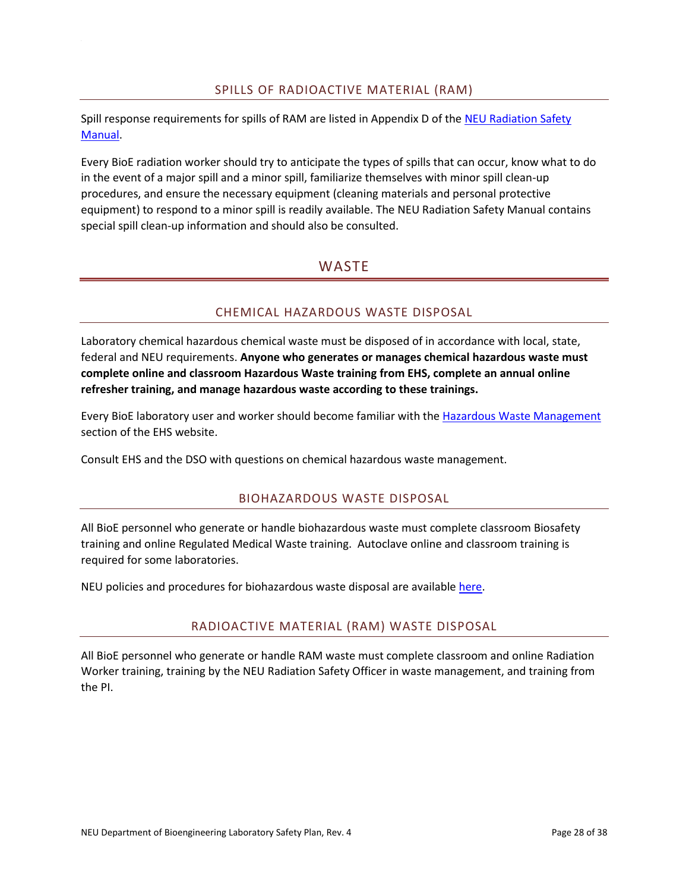### SPILLS OF RADIOACTIVE MATERIAL (RAM)

Spill response requirements for spills of RAM are listed in Appendix D of the NEU Radiation Safety Manual.

Every BioE radiation worker should try to anticipate the types of spills that can occur, know what to do in the event of a major spill and a minor spill, familiarize themselves with minor spill clean-up procedures, and ensure the necessary equipment (cleaning materials and personal protective equipment) to respond to a minor spill is readily available. The NEU Radiation Safety Manual contains special spill clean-up information and should also be consulted.

## WASTE

### CHEMICAL HAZARDOUS WASTE DISPOSAL

Laboratory chemical hazardous chemical waste must be disposed of in accordance with local, state, federal and NEU requirements. **Anyone who generates or manages chemical hazardous waste must complete online and classroom Hazardous Waste training from EHS, complete an annual online refresher training, and manage hazardous waste according to these trainings.**

Every BioE laboratory user and worker should become familiar with the Hazardous Waste Management section of the EHS website.

Consult EHS and the DSO with questions on chemical hazardous waste management.

### BIOHAZARDOUS WASTE DISPOSAL

All BioE personnel who generate or handle biohazardous waste must complete classroom Biosafety training and online Regulated Medical Waste training. Autoclave online and classroom training is required for some laboratories.

NEU policies and procedures for biohazardous waste disposal are available here.

### RADIOACTIVE MATERIAL (RAM) WASTE DISPOSAL

All BioE personnel who generate or handle RAM waste must complete classroom and online Radiation Worker training, training by the NEU Radiation Safety Officer in waste management, and training from the PI.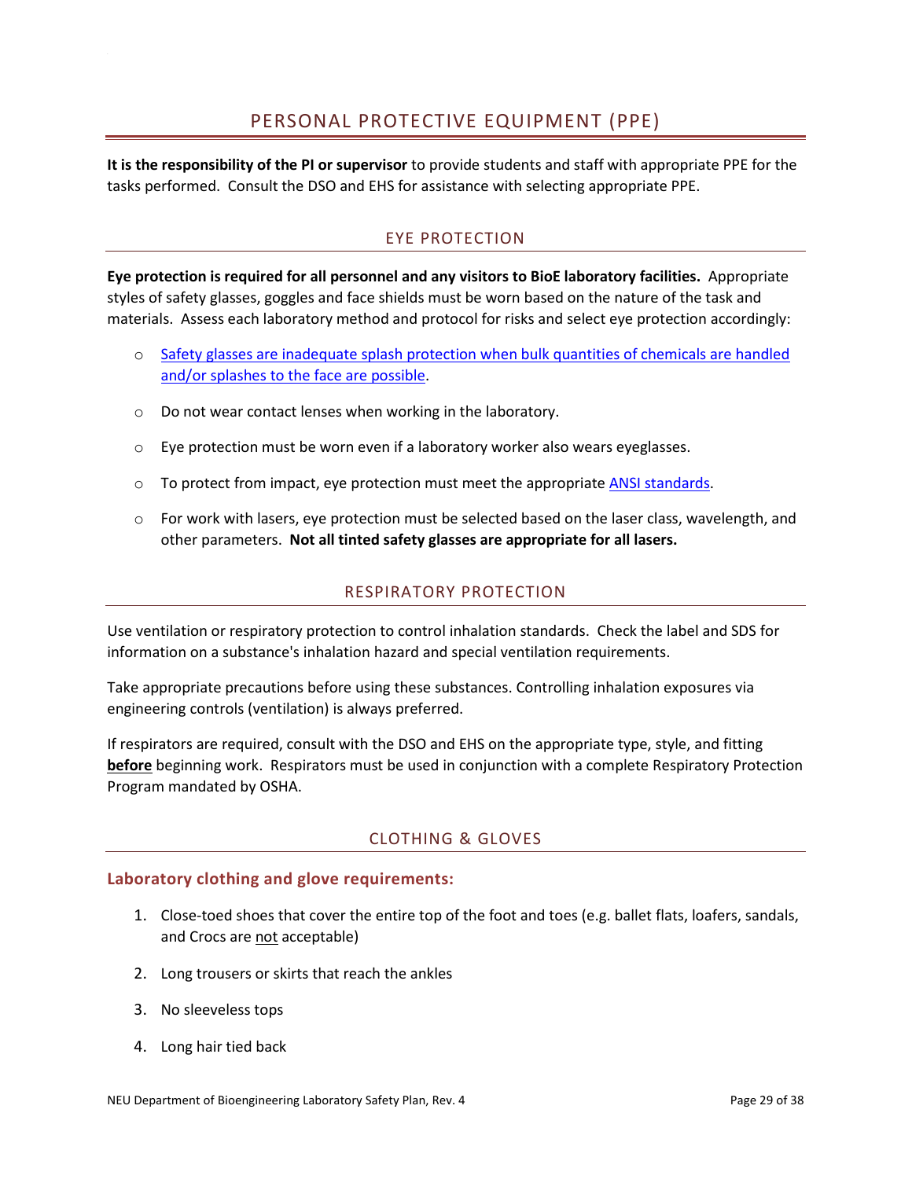# PERSONAL PROTECTIVE EQUIPMENT (PPE)

**It is the responsibility of the PI or supervisor** to provide students and staff with appropriate PPE for the tasks performed. Consult the DSO and EHS for assistance with selecting appropriate PPE.

## EYE PROTECTION

**Eye protection is required for all personnel and any visitors to BioE laboratory facilities.** Appropriate styles of safety glasses, goggles and face shields must be worn based on the nature of the task and materials. Assess each laboratory method and protocol for risks and select eye protection accordingly:

- Safety glasses are inadequate splash protection when bulk quantities of chemicals are handled and/or splashes to the face are possible.
- Do not wear contact lenses when working in the laboratory.
- Eye protection must be worn even if a laboratory worker also wears eyeglasses.
- To protect from impact, eye protection must meet the appropriate ANSI standards.
- For work with lasers, eye protection must be selected based on the laser class, wavelength, and other parameters. **Not all tinted safety glasses are appropriate for all lasers.**

## RESPIRATORY PROTECTION

Use ventilation or respiratory protection to control inhalation standards. Check the label and SDS for information on a substance's inhalation hazard and special ventilation requirements.

Take appropriate precautions before using these substances. Controlling inhalation exposures via engineering controls (ventilation) is always preferred.

If respirators are required, consult with the DSO and EHS on the appropriate type, style, and fitting **before** beginning work. Respirators must be used in conjunction with a complete Respiratory Protection Program mandated by OSHA.

## CLOTHING & GLOVES

### Laboratory clothing and glove requirements:

1. Close-toed shoes that cover the entire top of the foot and toes (e.g. ballet flats, loafers, sandals, and Crocs are not acceptable)
2. Long trousers or skirts that reach the ankles
3. No sleeveless tops
4. Long hair tied back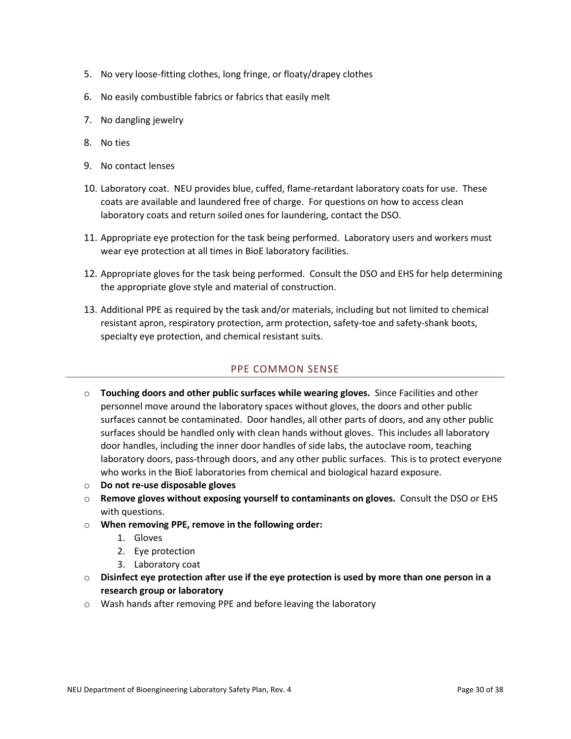5. No very loose-fitting clothes, long fringe, or floaty/drapey clothes
6. No easily combustible fabrics or fabrics that easily melt
7. No dangling jewelry
8. No ties
9. No contact lenses
10. Laboratory coat. NEU provides blue, cuffed, flame-retardant laboratory coats for use. These coats are available and laundered free of charge. For questions on how to access clean laboratory coats and return soiled ones for laundering, contact the DSO.
11. Appropriate eye protection for the task being performed. Laboratory users and workers must wear eye protection at all times in BioE laboratory facilities.
12. Appropriate gloves for the task being performed. Consult the DSO and EHS for help determining the appropriate glove style and material of construction.
13. Additional PPE as required by the task and/or materials, including but not limited to chemical resistant apron, respiratory protection, arm protection, safety-toe and safety-shank boots, specialty eye protection, and chemical resistant suits.

## PPE COMMON SENSE

- **Touching doors and other public surfaces while wearing gloves.** Since Facilities and other personnel move around the laboratory spaces without gloves, the doors and other public surfaces cannot be contaminated. Door handles, all other parts of doors, and any other public surfaces should be handled only with clean hands without gloves. This includes all laboratory door handles, including the inner door handles of side labs, the autoclave room, teaching laboratory doors, pass-through doors, and any other public surfaces. This is to protect everyone who works in the BioE laboratories from chemical and biological hazard exposure.
- **Do not re-use disposable gloves**
- **Remove gloves without exposing yourself to contaminants on gloves.** Consult the DSO or EHS with questions.
- **When removing PPE, remove in the following order:**
  1. Gloves
  2. Eye protection
  3. Laboratory coat
- **Disinfect eye protection after use if the eye protection is used by more than one person in a research group or laboratory**
- Wash hands after removing PPE and before leaving the laboratory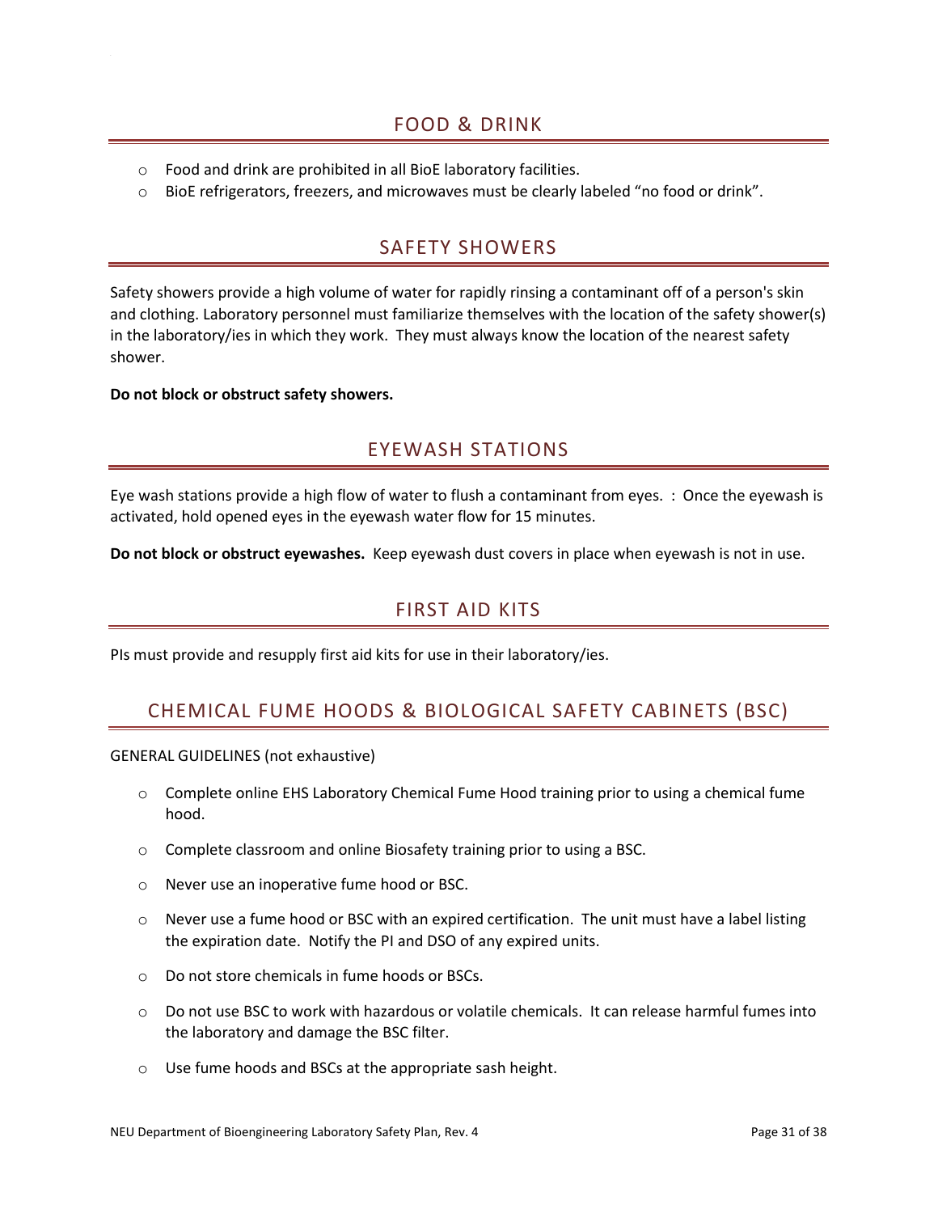## FOOD & DRINK

- Food and drink are prohibited in all BioE laboratory facilities.
- BioE refrigerators, freezers, and microwaves must be clearly labeled "no food or drink".

## SAFETY SHOWERS

Safety showers provide a high volume of water for rapidly rinsing a contaminant off of a person's skin and clothing. Laboratory personnel must familiarize themselves with the location of the safety shower(s) in the laboratory/ies in which they work. They must always know the location of the nearest safety shower.

**Do not block or obstruct safety showers.**

## EYEWASH STATIONS

Eye wash stations provide a high flow of water to flush a contaminant from eyes. : Once the eyewash is activated, hold opened eyes in the eyewash water flow for 15 minutes.

**Do not block or obstruct eyewashes.** Keep eyewash dust covers in place when eyewash is not in use.

## FIRST AID KITS

PIs must provide and resupply first aid kits for use in their laboratory/ies.

## CHEMICAL FUME HOODS & BIOLOGICAL SAFETY CABINETS (BSC)

GENERAL GUIDELINES (not exhaustive)

- Complete online EHS Laboratory Chemical Fume Hood training prior to using a chemical fume hood.
- Complete classroom and online Biosafety training prior to using a BSC.
- Never use an inoperative fume hood or BSC.
- Never use a fume hood or BSC with an expired certification. The unit must have a label listing the expiration date. Notify the PI and DSO of any expired units.
- Do not store chemicals in fume hoods or BSCs.
- Do not use BSC to work with hazardous or volatile chemicals. It can release harmful fumes into the laboratory and damage the BSC filter.
- Use fume hoods and BSCs at the appropriate sash height.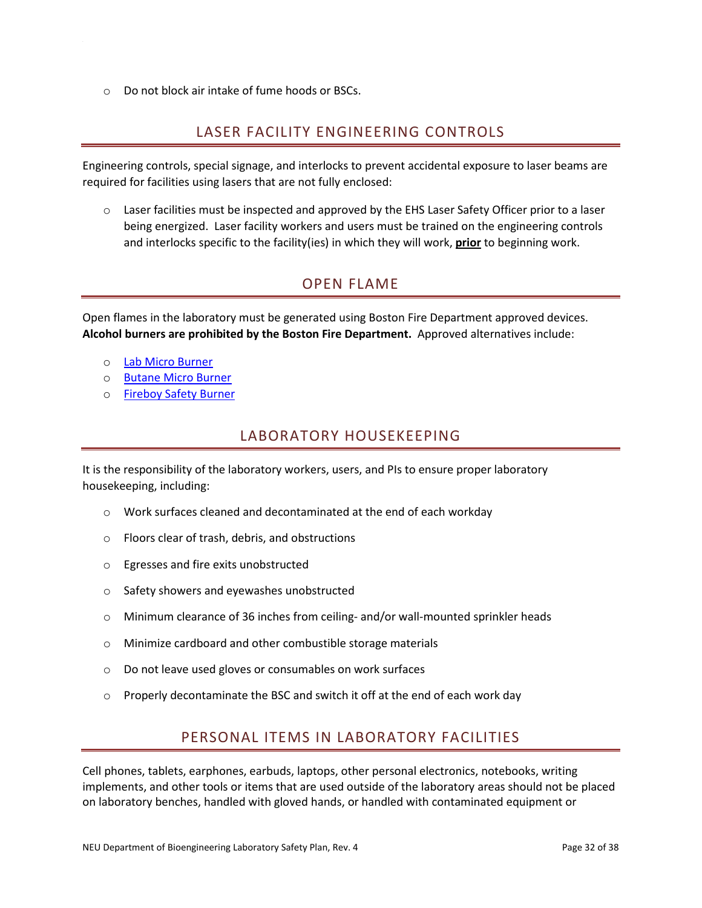- Do not block air intake of fume hoods or BSCs.

## LASER FACILITY ENGINEERING CONTROLS

Engineering controls, special signage, and interlocks to prevent accidental exposure to laser beams are required for facilities using lasers that are not fully enclosed:

- Laser facilities must be inspected and approved by the EHS Laser Safety Officer prior to a laser being energized. Laser facility workers and users must be trained on the engineering controls and interlocks specific to the facility(ies) in which they will work, **prior** to beginning work.

## OPEN FLAME

Open flames in the laboratory must be generated using Boston Fire Department approved devices. **Alcohol burners are prohibited by the Boston Fire Department.** Approved alternatives include:

- Lab Micro Burner
- Butane Micro Burner
- Fireboy Safety Burner

## LABORATORY HOUSEKEEPING

It is the responsibility of the laboratory workers, users, and PIs to ensure proper laboratory housekeeping, including:

- Work surfaces cleaned and decontaminated at the end of each workday
- Floors clear of trash, debris, and obstructions
- Egresses and fire exits unobstructed
- Safety showers and eyewashes unobstructed
- Minimum clearance of 36 inches from ceiling- and/or wall-mounted sprinkler heads
- Minimize cardboard and other combustible storage materials
- Do not leave used gloves or consumables on work surfaces
- Properly decontaminate the BSC and switch it off at the end of each work day

## PERSONAL ITEMS IN LABORATORY FACILITIES

Cell phones, tablets, earphones, earbuds, laptops, other personal electronics, notebooks, writing implements, and other tools or items that are used outside of the laboratory areas should not be placed on laboratory benches, handled with gloved hands, or handled with contaminated equipment or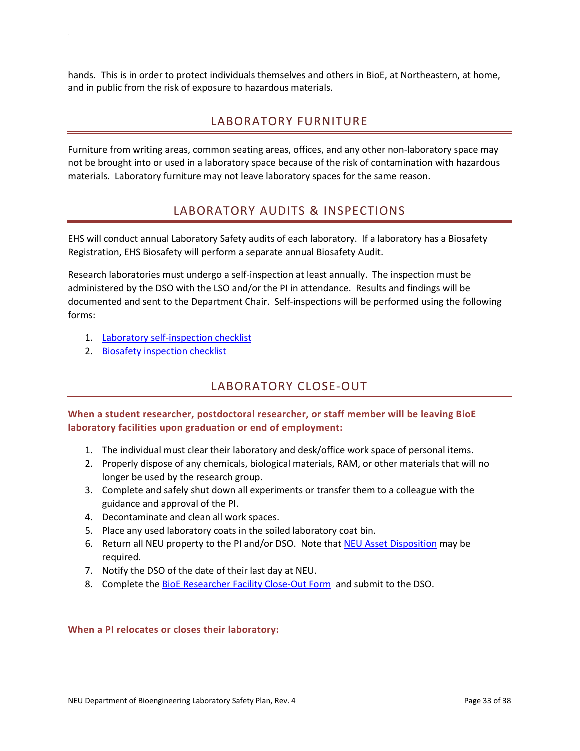hands. This is in order to protect individuals themselves and others in BioE, at Northeastern, at home, and in public from the risk of exposure to hazardous materials.

## LABORATORY FURNITURE

Furniture from writing areas, common seating areas, offices, and any other non-laboratory space may not be brought into or used in a laboratory space because of the risk of contamination with hazardous materials. Laboratory furniture may not leave laboratory spaces for the same reason.

## LABORATORY AUDITS & INSPECTIONS

EHS will conduct annual Laboratory Safety audits of each laboratory. If a laboratory has a Biosafety Registration, EHS Biosafety will perform a separate annual Biosafety Audit.

Research laboratories must undergo a self-inspection at least annually. The inspection must be administered by the DSO with the LSO and/or the PI in attendance. Results and findings will be documented and sent to the Department Chair. Self-inspections will be performed using the following forms:

1. Laboratory self-inspection checklist
2. Biosafety inspection checklist

## LABORATORY CLOSE-OUT

**When a student researcher, postdoctoral researcher, or staff member will be leaving BioE laboratory facilities upon graduation or end of employment:**

1. The individual must clear their laboratory and desk/office work space of personal items.
2. Properly dispose of any chemicals, biological materials, RAM, or other materials that will no longer be used by the research group.
3. Complete and safely shut down all experiments or transfer them to a colleague with the guidance and approval of the PI.
4. Decontaminate and clean all work spaces.
5. Place any used laboratory coats in the soiled laboratory coat bin.
6. Return all NEU property to the PI and/or DSO. Note that NEU Asset Disposition may be required.
7. Notify the DSO of the date of their last day at NEU.
8. Complete the BioE Researcher Facility Close-Out Form and submit to the DSO.

**When a PI relocates or closes their laboratory:**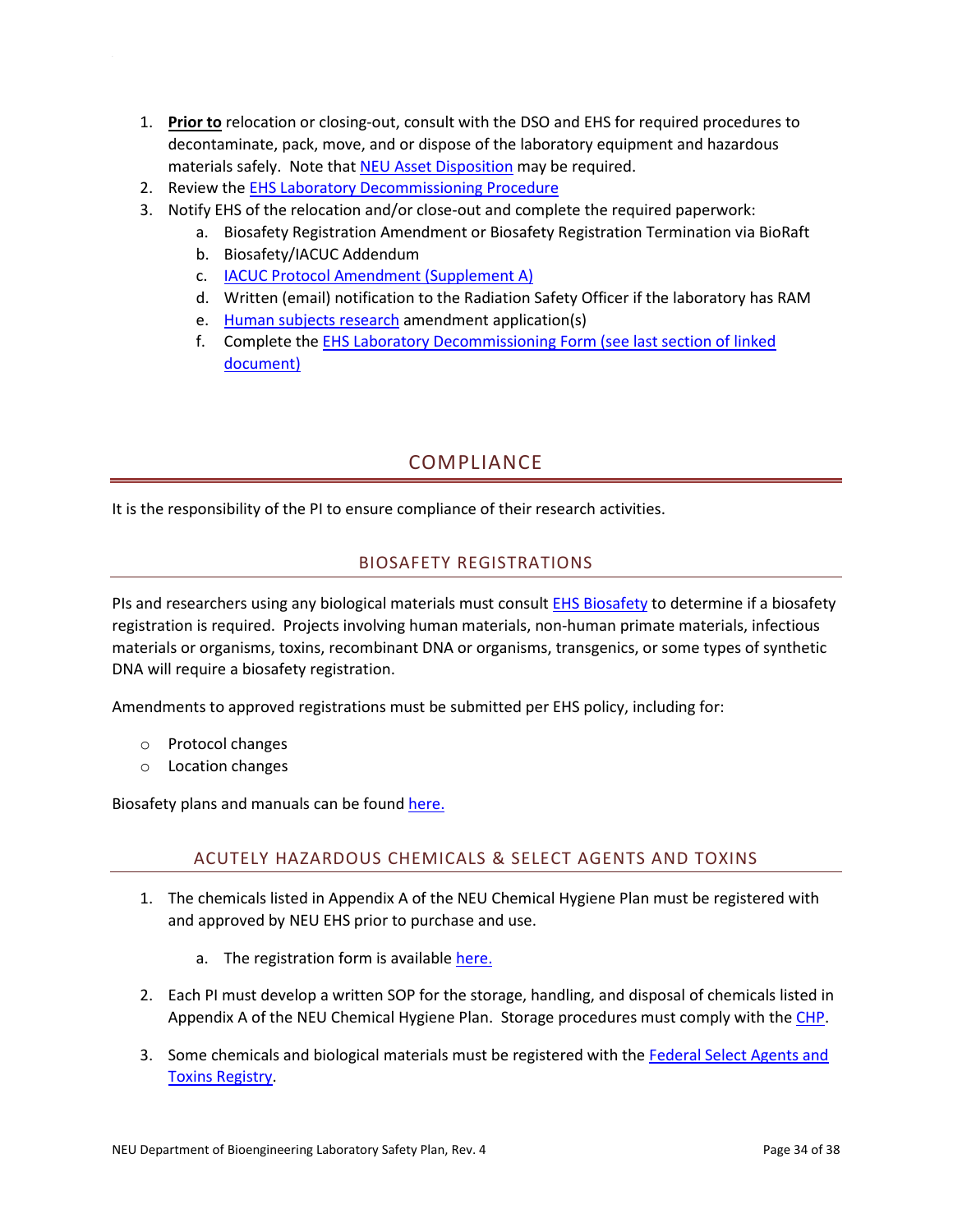1. **Prior to** relocation or closing-out, consult with the DSO and EHS for required procedures to decontaminate, pack, move, and or dispose of the laboratory equipment and hazardous materials safely. Note that NEU Asset Disposition may be required.
2. Review the EHS Laboratory Decommissioning Procedure
3. Notify EHS of the relocation and/or close-out and complete the required paperwork:
   a. Biosafety Registration Amendment or Biosafety Registration Termination via BioRaft
   b. Biosafety/IACUC Addendum
   c. IACUC Protocol Amendment (Supplement A)
   d. Written (email) notification to the Radiation Safety Officer if the laboratory has RAM
   e. Human subjects research amendment application(s)
   f. Complete the EHS Laboratory Decommissioning Form (see last section of linked document)

# COMPLIANCE

It is the responsibility of the PI to ensure compliance of their research activities.

## BIOSAFETY REGISTRATIONS

PIs and researchers using any biological materials must consult EHS Biosafety to determine if a biosafety registration is required. Projects involving human materials, non-human primate materials, infectious materials or organisms, toxins, recombinant DNA or organisms, transgenics, or some types of synthetic DNA will require a biosafety registration.

Amendments to approved registrations must be submitted per EHS policy, including for:

- Protocol changes
- Location changes

Biosafety plans and manuals can be found here.

## ACUTELY HAZARDOUS CHEMICALS & SELECT AGENTS AND TOXINS

1. The chemicals listed in Appendix A of the NEU Chemical Hygiene Plan must be registered with and approved by NEU EHS prior to purchase and use.
   a. The registration form is available here.
2. Each PI must develop a written SOP for the storage, handling, and disposal of chemicals listed in Appendix A of the NEU Chemical Hygiene Plan. Storage procedures must comply with the CHP.
3. Some chemicals and biological materials must be registered with the Federal Select Agents and Toxins Registry.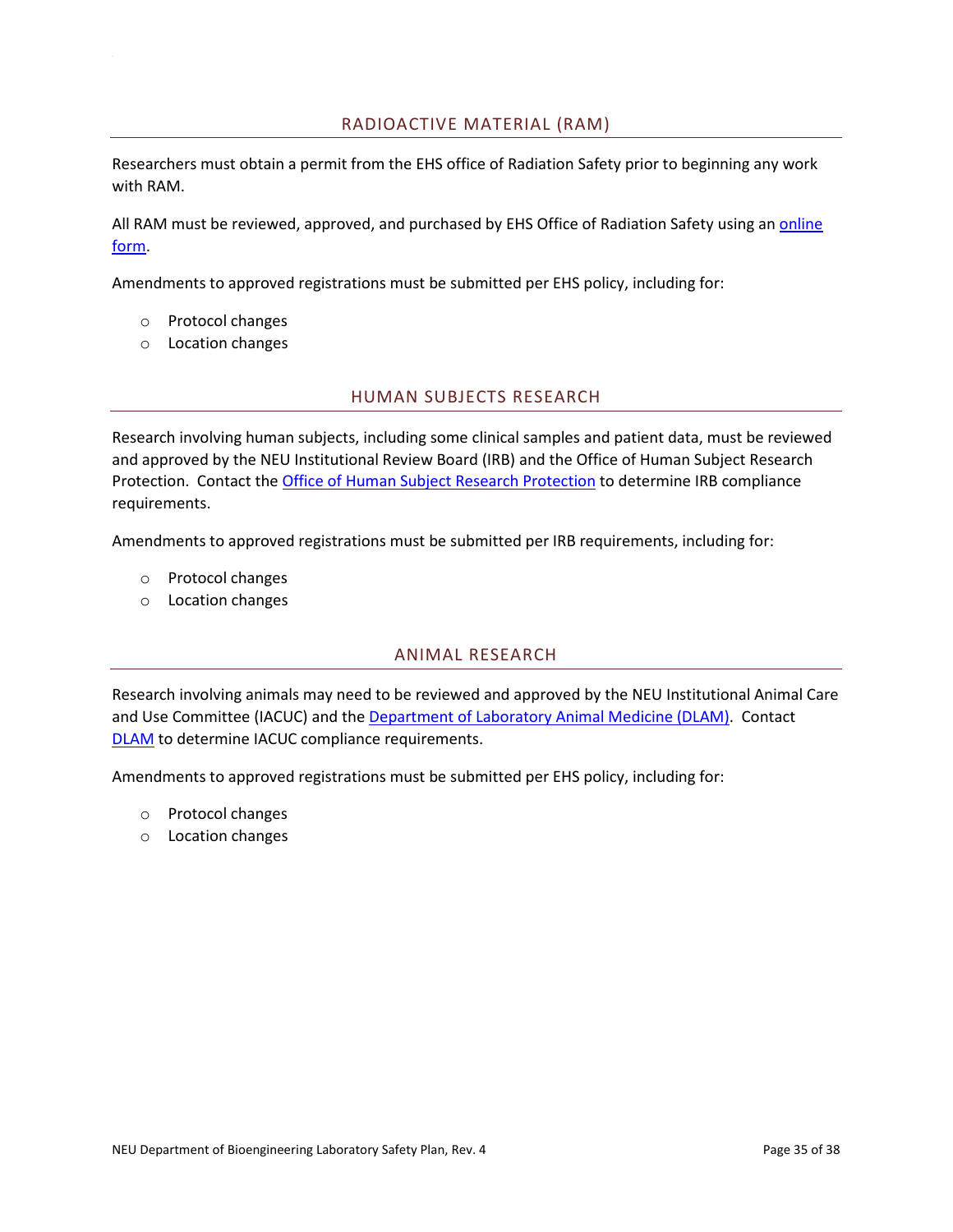## RADIOACTIVE MATERIAL (RAM)

Researchers must obtain a permit from the EHS office of Radiation Safety prior to beginning any work with RAM.

All RAM must be reviewed, approved, and purchased by EHS Office of Radiation Safety using an online form.

Amendments to approved registrations must be submitted per EHS policy, including for:

- Protocol changes
- Location changes

## HUMAN SUBJECTS RESEARCH

Research involving human subjects, including some clinical samples and patient data, must be reviewed and approved by the NEU Institutional Review Board (IRB) and the Office of Human Subject Research Protection. Contact the Office of Human Subject Research Protection to determine IRB compliance requirements.

Amendments to approved registrations must be submitted per IRB requirements, including for:

- Protocol changes
- Location changes

## ANIMAL RESEARCH

Research involving animals may need to be reviewed and approved by the NEU Institutional Animal Care and Use Committee (IACUC) and the Department of Laboratory Animal Medicine (DLAM). Contact DLAM to determine IACUC compliance requirements.

Amendments to approved registrations must be submitted per EHS policy, including for:

- Protocol changes
- Location changes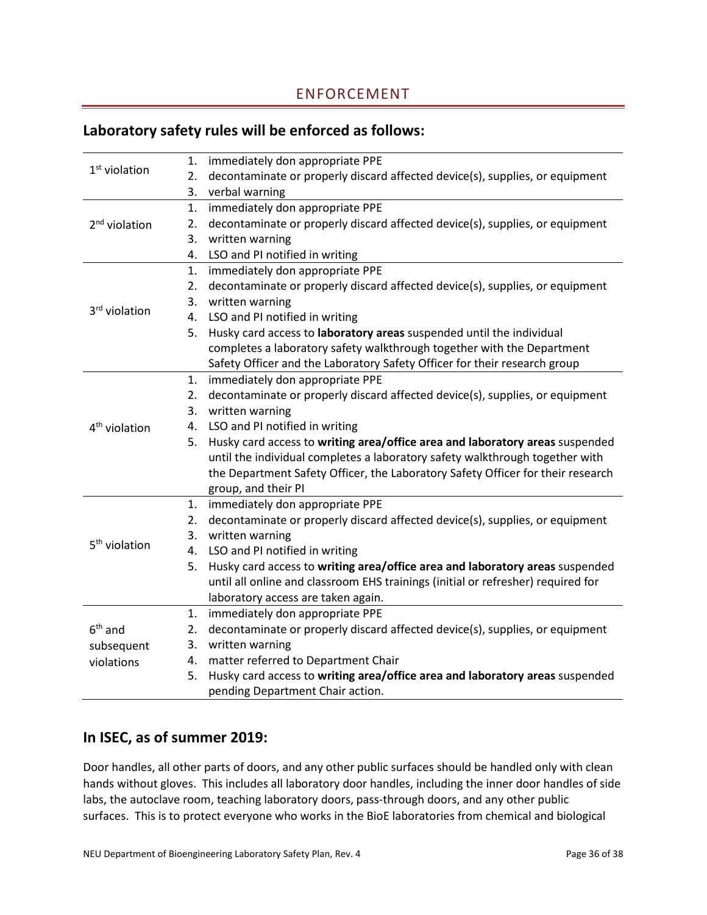## ENFORCEMENT

### Laboratory safety rules will be enforced as follows:

| | |
|---|---|
| 1st violation | 1. immediately don appropriate PPE<br>2. decontaminate or properly discard affected device(s), supplies, or equipment<br>3. verbal warning |
| 2nd violation | 1. immediately don appropriate PPE<br>2. decontaminate or properly discard affected device(s), supplies, or equipment<br>3. written warning<br>4. LSO and PI notified in writing |
| 3rd violation | 1. immediately don appropriate PPE<br>2. decontaminate or properly discard affected device(s), supplies, or equipment<br>3. written warning<br>4. LSO and PI notified in writing<br>5. Husky card access to **laboratory areas** suspended until the individual completes a laboratory safety walkthrough together with the Department Safety Officer and the Laboratory Safety Officer for their research group |
| 4th violation | 1. immediately don appropriate PPE<br>2. decontaminate or properly discard affected device(s), supplies, or equipment<br>3. written warning<br>4. LSO and PI notified in writing<br>5. Husky card access to **writing area/office area and laboratory areas** suspended until the individual completes a laboratory safety walkthrough together with the Department Safety Officer, the Laboratory Safety Officer for their research group, and their PI |
| 5th violation | 1. immediately don appropriate PPE<br>2. decontaminate or properly discard affected device(s), supplies, or equipment<br>3. written warning<br>4. LSO and PI notified in writing<br>5. Husky card access to **writing area/office area and laboratory areas** suspended until all online and classroom EHS trainings (initial or refresher) required for laboratory access are taken again. |
| 6th and subsequent violations | 1. immediately don appropriate PPE<br>2. decontaminate or properly discard affected device(s), supplies, or equipment<br>3. written warning<br>4. matter referred to Department Chair<br>5. Husky card access to **writing area/office area and laboratory areas** suspended pending Department Chair action. |

### In ISEC, as of summer 2019:

Door handles, all other parts of doors, and any other public surfaces should be handled only with clean hands without gloves. This includes all laboratory door handles, including the inner door handles of side labs, the autoclave room, teaching laboratory doors, pass-through doors, and any other public surfaces. This is to protect everyone who works in the BioE laboratories from chemical and biological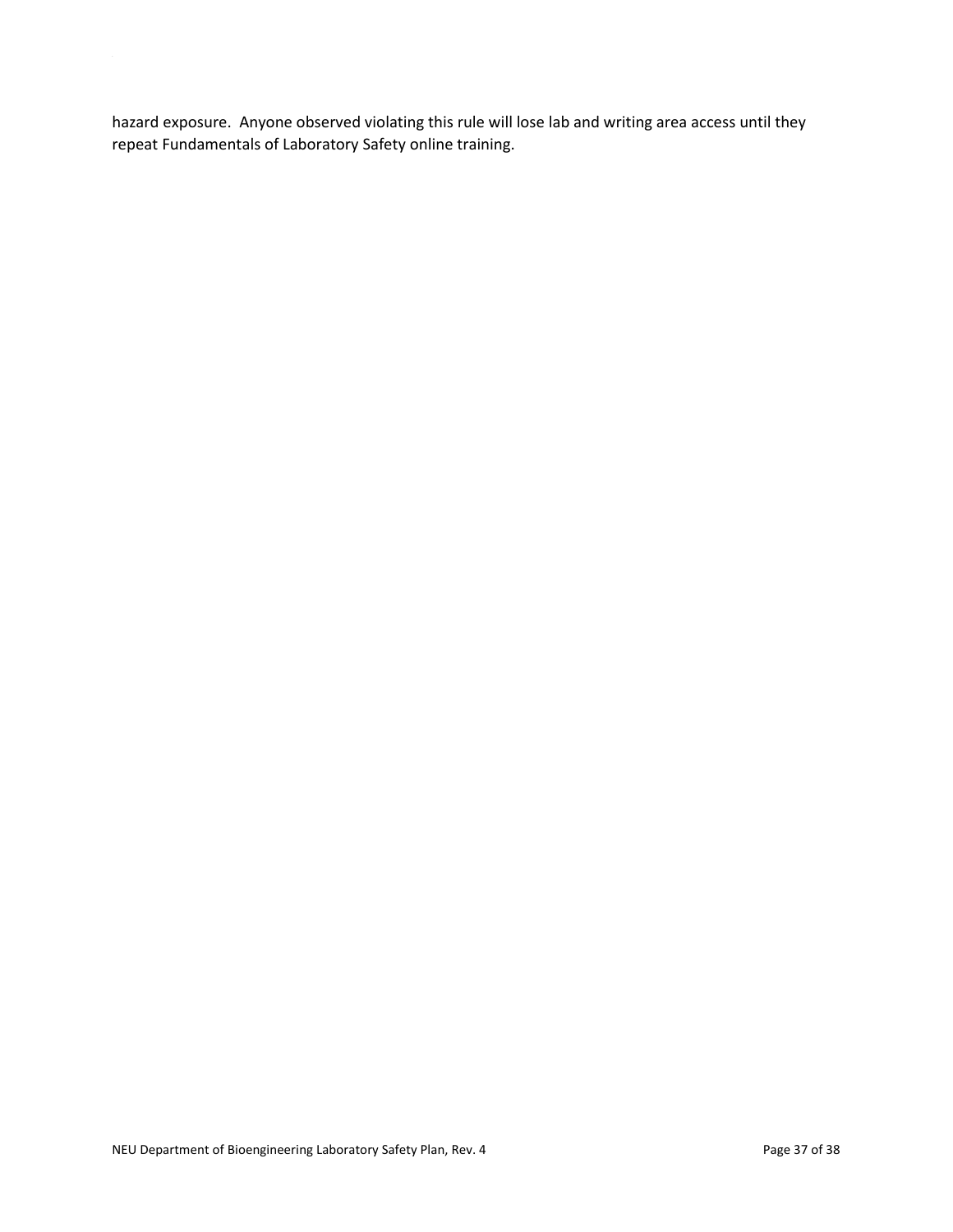hazard exposure. Anyone observed violating this rule will lose lab and writing area access until they repeat Fundamentals of Laboratory Safety online training.